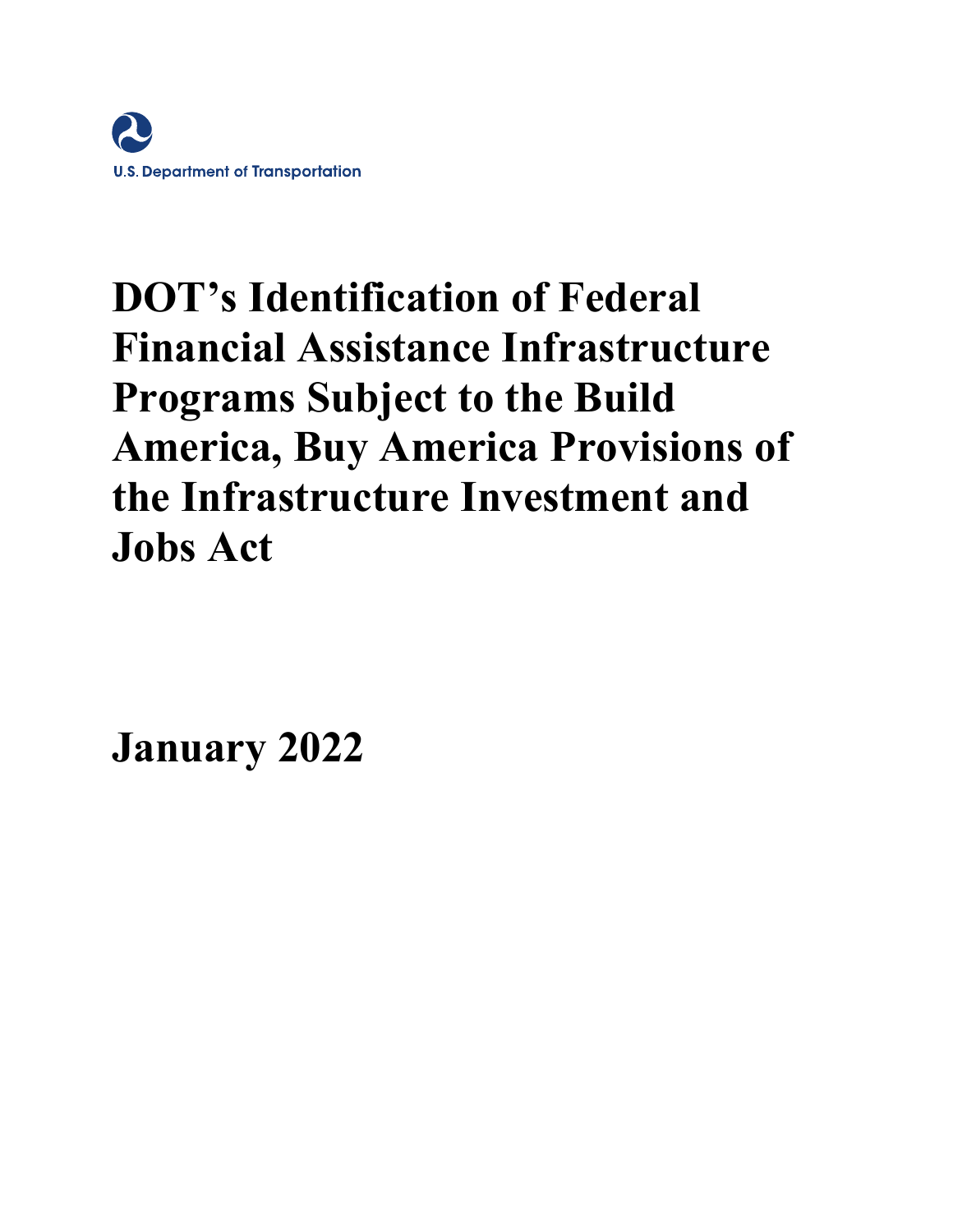U.S. Department of Transportation

# DOT's Identification of Federal Financial Assistance Infrastructure Programs Subject to the Build America, Buy America Provisions of the Infrastructure Investment and Jobs Act

**January 2022**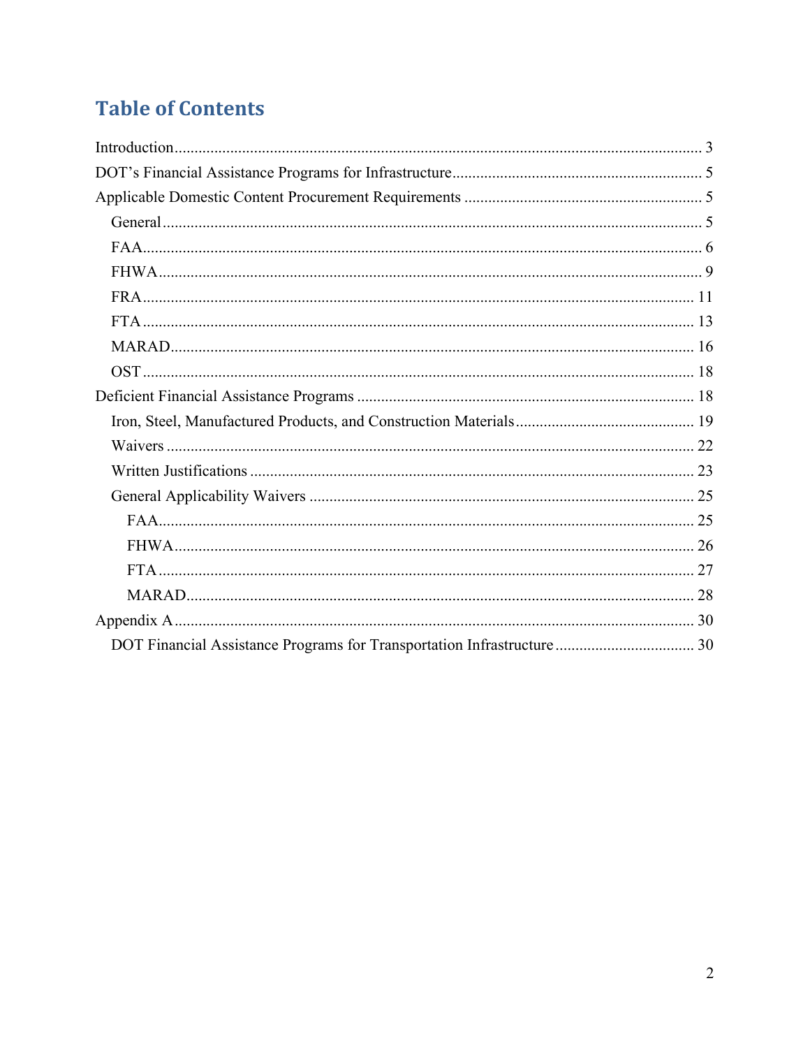## Table of Contents

Introduction .......... 3
DOT's Financial Assistance Programs for Infrastructure .......... 5
Applicable Domestic Content Procurement Requirements .......... 5
- General .......... 5
- FAA .......... 6
- FHWA .......... 9
- FRA .......... 11
- FTA .......... 13
- MARAD .......... 16
- OST .......... 18

Deficient Financial Assistance Programs .......... 18
- Iron, Steel, Manufactured Products, and Construction Materials .......... 19
- Waivers .......... 22
- Written Justifications .......... 23
- General Applicability Waivers .......... 25
  - FAA .......... 25
  - FHWA .......... 26
  - FTA .......... 27
  - MARAD .......... 28

Appendix A .......... 30
- DOT Financial Assistance Programs for Transportation Infrastructure .......... 30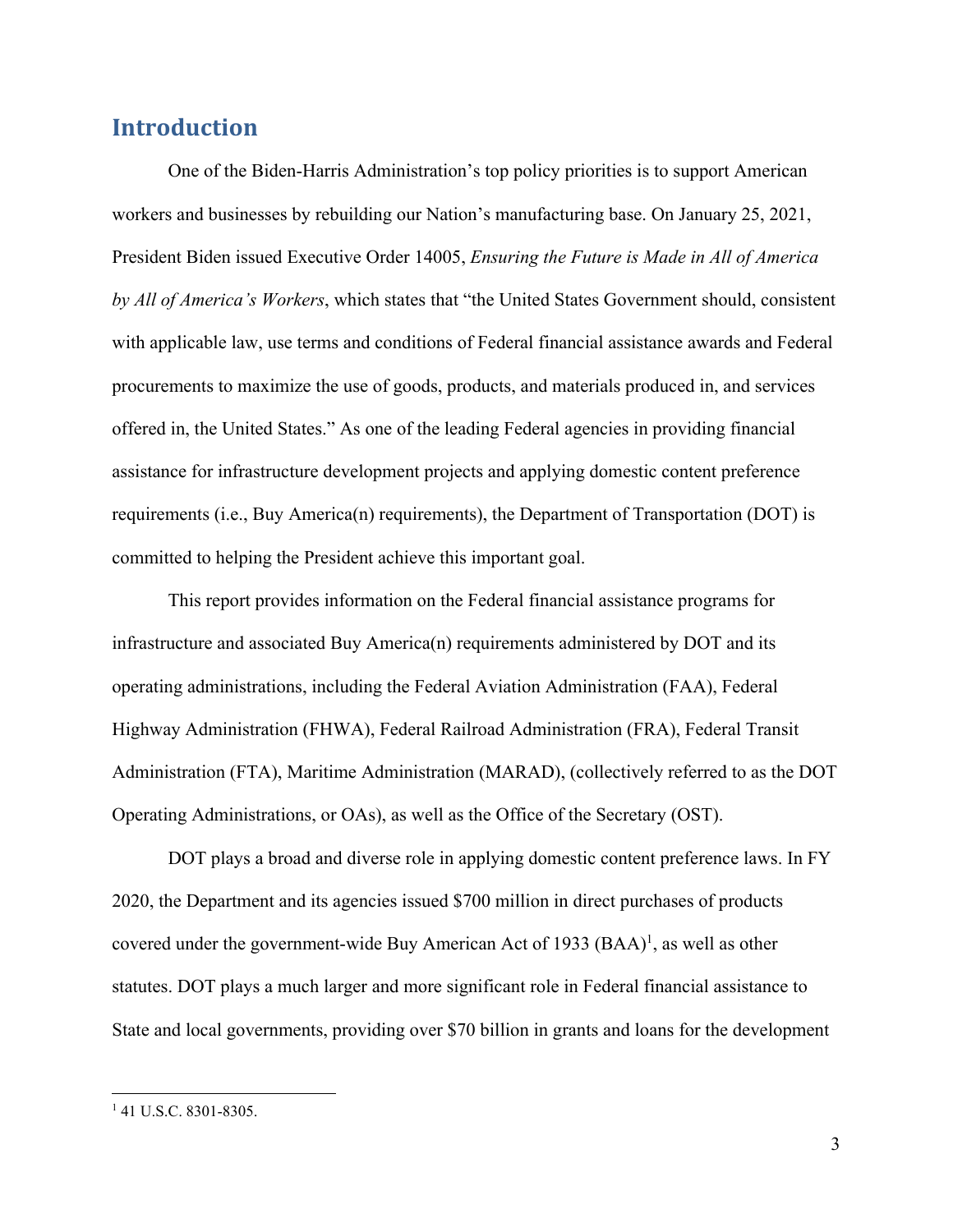## Introduction

One of the Biden-Harris Administration's top policy priorities is to support American workers and businesses by rebuilding our Nation's manufacturing base. On January 25, 2021, President Biden issued Executive Order 14005, *Ensuring the Future is Made in All of America by All of America's Workers*, which states that "the United States Government should, consistent with applicable law, use terms and conditions of Federal financial assistance awards and Federal procurements to maximize the use of goods, products, and materials produced in, and services offered in, the United States." As one of the leading Federal agencies in providing financial assistance for infrastructure development projects and applying domestic content preference requirements (i.e., Buy America(n) requirements), the Department of Transportation (DOT) is committed to helping the President achieve this important goal.

This report provides information on the Federal financial assistance programs for infrastructure and associated Buy America(n) requirements administered by DOT and its operating administrations, including the Federal Aviation Administration (FAA), Federal Highway Administration (FHWA), Federal Railroad Administration (FRA), Federal Transit Administration (FTA), Maritime Administration (MARAD), (collectively referred to as the DOT Operating Administrations, or OAs), as well as the Office of the Secretary (OST).

DOT plays a broad and diverse role in applying domestic content preference laws. In FY 2020, the Department and its agencies issued $700 million in direct purchases of products covered under the government-wide Buy American Act of 1933 (BAA)[1], as well as other statutes. DOT plays a much larger and more significant role in Federal financial assistance to State and local governments, providing over $70 billion in grants and loans for the development

[1] 41 U.S.C. 8301-8305.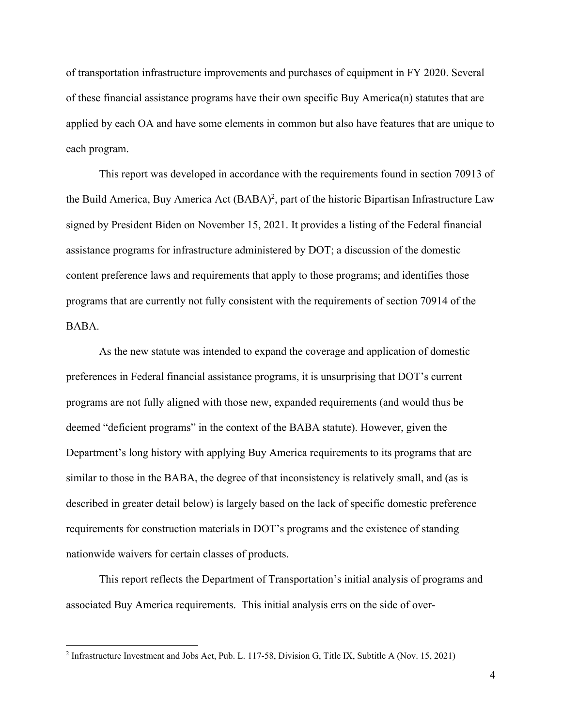of transportation infrastructure improvements and purchases of equipment in FY 2020. Several of these financial assistance programs have their own specific Buy America(n) statutes that are applied by each OA and have some elements in common but also have features that are unique to each program.

This report was developed in accordance with the requirements found in section 70913 of the Build America, Buy America Act (BABA)[2], part of the historic Bipartisan Infrastructure Law signed by President Biden on November 15, 2021. It provides a listing of the Federal financial assistance programs for infrastructure administered by DOT; a discussion of the domestic content preference laws and requirements that apply to those programs; and identifies those programs that are currently not fully consistent with the requirements of section 70914 of the BABA.

As the new statute was intended to expand the coverage and application of domestic preferences in Federal financial assistance programs, it is unsurprising that DOT's current programs are not fully aligned with those new, expanded requirements (and would thus be deemed "deficient programs" in the context of the BABA statute). However, given the Department's long history with applying Buy America requirements to its programs that are similar to those in the BABA, the degree of that inconsistency is relatively small, and (as is described in greater detail below) is largely based on the lack of specific domestic preference requirements for construction materials in DOT's programs and the existence of standing nationwide waivers for certain classes of products.

This report reflects the Department of Transportation's initial analysis of programs and associated Buy America requirements. This initial analysis errs on the side of over-

[2] Infrastructure Investment and Jobs Act, Pub. L. 117-58, Division G, Title IX, Subtitle A (Nov. 15, 2021)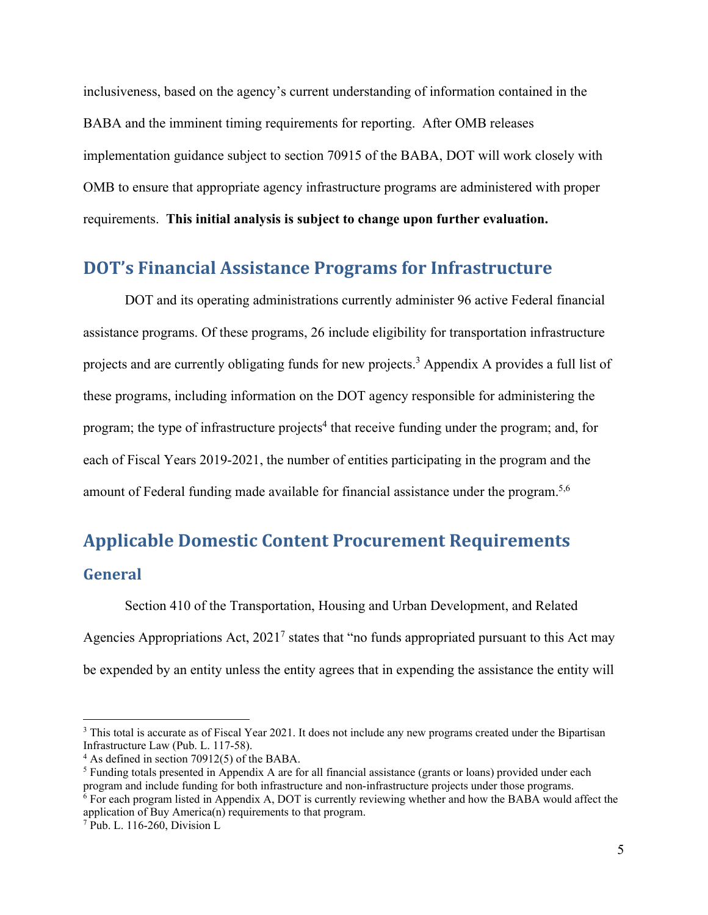inclusiveness, based on the agency's current understanding of information contained in the BABA and the imminent timing requirements for reporting. After OMB releases implementation guidance subject to section 70915 of the BABA, DOT will work closely with OMB to ensure that appropriate agency infrastructure programs are administered with proper requirements. **This initial analysis is subject to change upon further evaluation.**

## DOT's Financial Assistance Programs for Infrastructure

DOT and its operating administrations currently administer 96 active Federal financial assistance programs. Of these programs, 26 include eligibility for transportation infrastructure projects and are currently obligating funds for new projects.[3] Appendix A provides a full list of these programs, including information on the DOT agency responsible for administering the program; the type of infrastructure projects[4] that receive funding under the program; and, for each of Fiscal Years 2019-2021, the number of entities participating in the program and the amount of Federal funding made available for financial assistance under the program.[5,6]

## Applicable Domestic Content Procurement Requirements

### General

Section 410 of the Transportation, Housing and Urban Development, and Related Agencies Appropriations Act, 2021[7] states that "no funds appropriated pursuant to this Act may be expended by an entity unless the entity agrees that in expending the assistance the entity will

---

[3] This total is accurate as of Fiscal Year 2021. It does not include any new programs created under the Bipartisan Infrastructure Law (Pub. L. 117-58).

[4] As defined in section 70912(5) of the BABA.

[5] Funding totals presented in Appendix A are for all financial assistance (grants or loans) provided under each program and include funding for both infrastructure and non-infrastructure projects under those programs.

[6] For each program listed in Appendix A, DOT is currently reviewing whether and how the BABA would affect the application of Buy America(n) requirements to that program.

[7] Pub. L. 116-260, Division L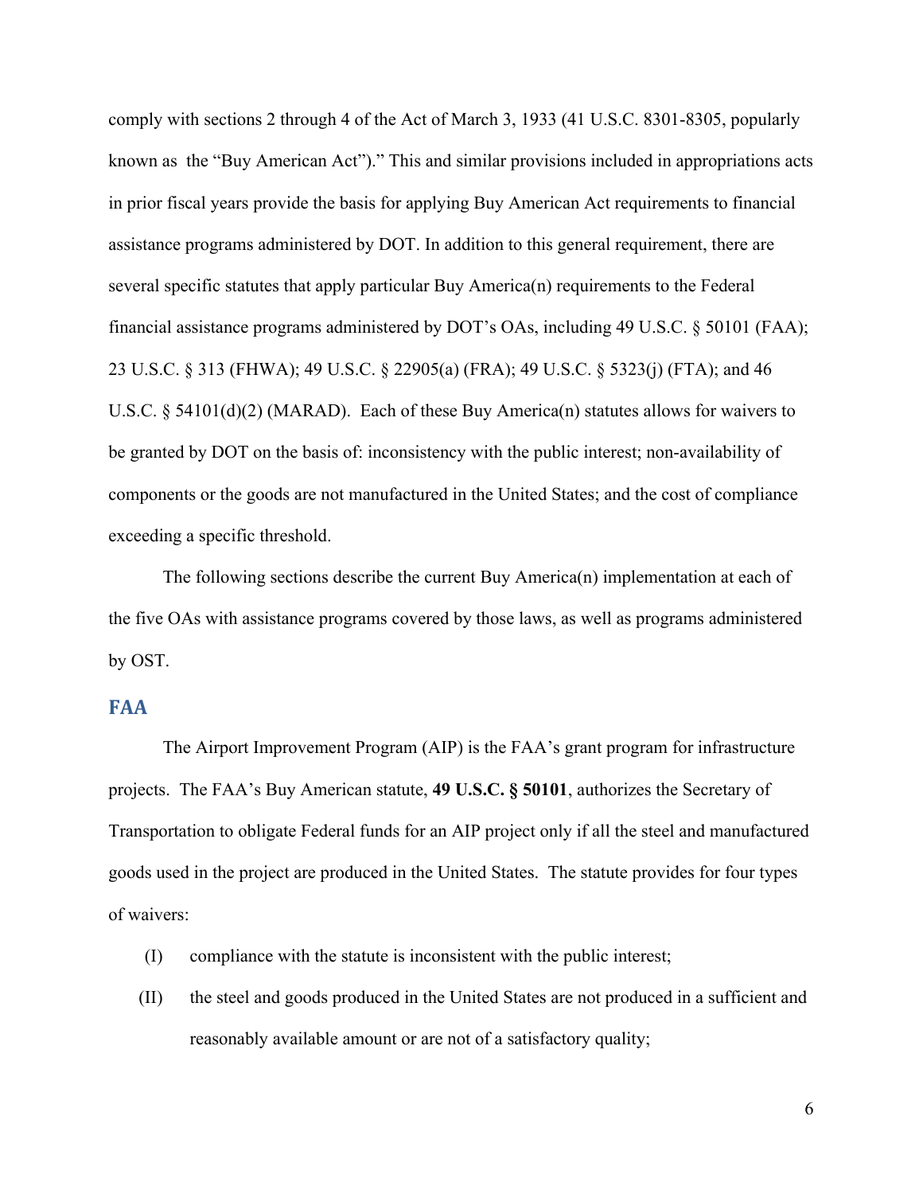comply with sections 2 through 4 of the Act of March 3, 1933 (41 U.S.C. 8301-8305, popularly known as the "Buy American Act")." This and similar provisions included in appropriations acts in prior fiscal years provide the basis for applying Buy American Act requirements to financial assistance programs administered by DOT. In addition to this general requirement, there are several specific statutes that apply particular Buy America(n) requirements to the Federal financial assistance programs administered by DOT's OAs, including 49 U.S.C. § 50101 (FAA); 23 U.S.C. § 313 (FHWA); 49 U.S.C. § 22905(a) (FRA); 49 U.S.C. § 5323(j) (FTA); and 46 U.S.C. § 54101(d)(2) (MARAD). Each of these Buy America(n) statutes allows for waivers to be granted by DOT on the basis of: inconsistency with the public interest; non-availability of components or the goods are not manufactured in the United States; and the cost of compliance exceeding a specific threshold.

The following sections describe the current Buy America(n) implementation at each of the five OAs with assistance programs covered by those laws, as well as programs administered by OST.

## FAA

The Airport Improvement Program (AIP) is the FAA's grant program for infrastructure projects. The FAA's Buy American statute, **49 U.S.C. § 50101**, authorizes the Secretary of Transportation to obligate Federal funds for an AIP project only if all the steel and manufactured goods used in the project are produced in the United States. The statute provides for four types of waivers:

(I) compliance with the statute is inconsistent with the public interest;

(II) the steel and goods produced in the United States are not produced in a sufficient and reasonably available amount or are not of a satisfactory quality;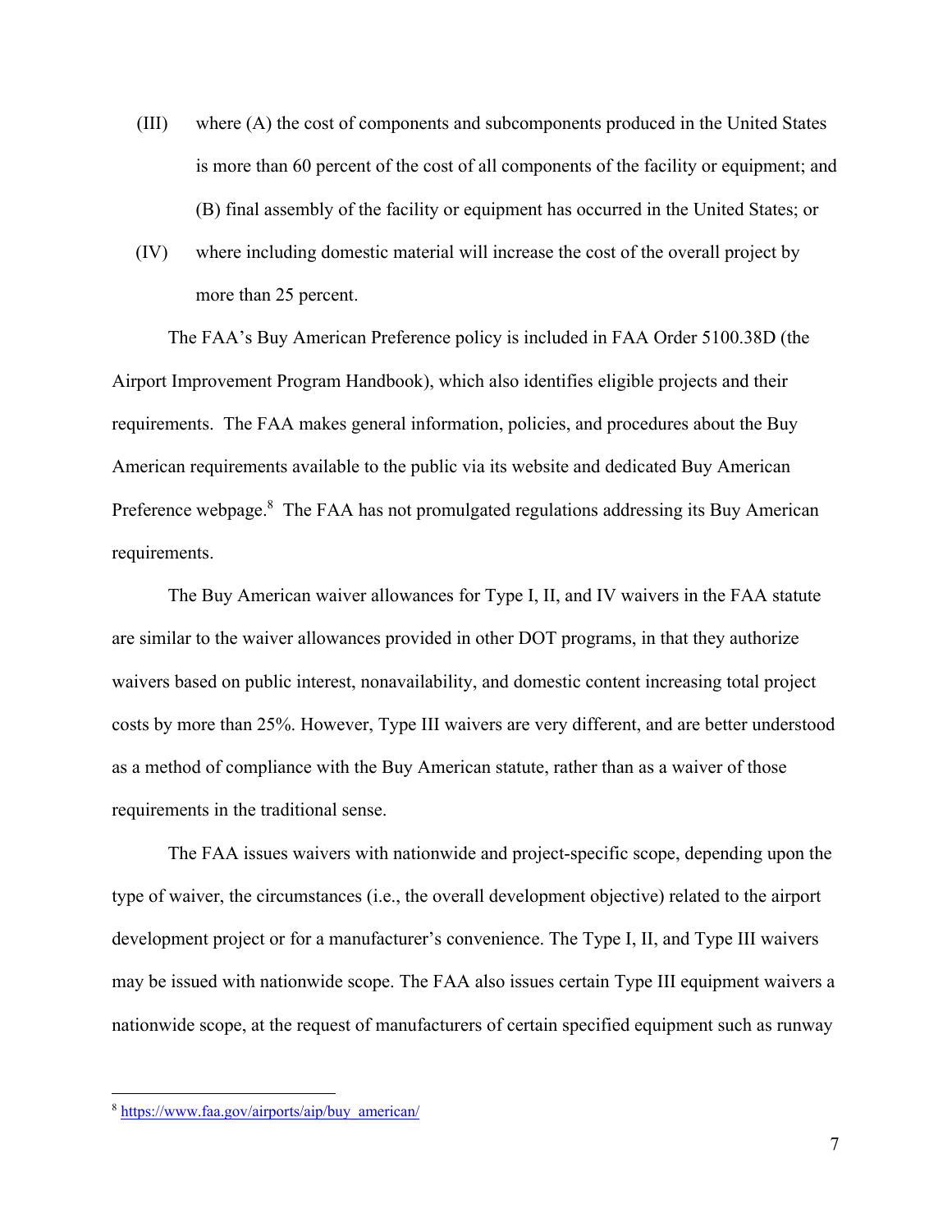(III) where (A) the cost of components and subcomponents produced in the United States is more than 60 percent of the cost of all components of the facility or equipment; and (B) final assembly of the facility or equipment has occurred in the United States; or

(IV) where including domestic material will increase the cost of the overall project by more than 25 percent.

The FAA's Buy American Preference policy is included in FAA Order 5100.38D (the Airport Improvement Program Handbook), which also identifies eligible projects and their requirements. The FAA makes general information, policies, and procedures about the Buy American requirements available to the public via its website and dedicated Buy American Preference webpage.[8] The FAA has not promulgated regulations addressing its Buy American requirements.

The Buy American waiver allowances for Type I, II, and IV waivers in the FAA statute are similar to the waiver allowances provided in other DOT programs, in that they authorize waivers based on public interest, nonavailability, and domestic content increasing total project costs by more than 25%. However, Type III waivers are very different, and are better understood as a method of compliance with the Buy American statute, rather than as a waiver of those requirements in the traditional sense.

The FAA issues waivers with nationwide and project-specific scope, depending upon the type of waiver, the circumstances (i.e., the overall development objective) related to the airport development project or for a manufacturer's convenience. The Type I, II, and Type III waivers may be issued with nationwide scope. The FAA also issues certain Type III equipment waivers a nationwide scope, at the request of manufacturers of certain specified equipment such as runway

[8] https://www.faa.gov/airports/aip/buy_american/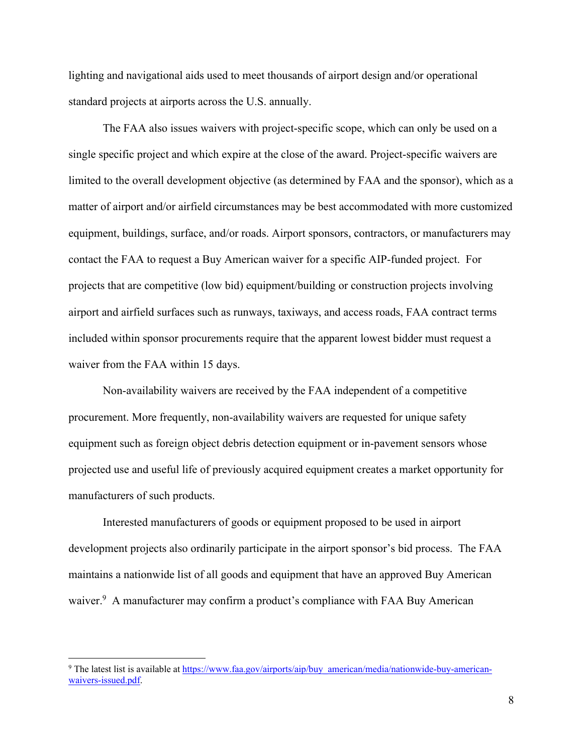lighting and navigational aids used to meet thousands of airport design and/or operational standard projects at airports across the U.S. annually.

The FAA also issues waivers with project-specific scope, which can only be used on a single specific project and which expire at the close of the award. Project-specific waivers are limited to the overall development objective (as determined by FAA and the sponsor), which as a matter of airport and/or airfield circumstances may be best accommodated with more customized equipment, buildings, surface, and/or roads. Airport sponsors, contractors, or manufacturers may contact the FAA to request a Buy American waiver for a specific AIP-funded project. For projects that are competitive (low bid) equipment/building or construction projects involving airport and airfield surfaces such as runways, taxiways, and access roads, FAA contract terms included within sponsor procurements require that the apparent lowest bidder must request a waiver from the FAA within 15 days.

Non-availability waivers are received by the FAA independent of a competitive procurement. More frequently, non-availability waivers are requested for unique safety equipment such as foreign object debris detection equipment or in-pavement sensors whose projected use and useful life of previously acquired equipment creates a market opportunity for manufacturers of such products.

Interested manufacturers of goods or equipment proposed to be used in airport development projects also ordinarily participate in the airport sponsor's bid process. The FAA maintains a nationwide list of all goods and equipment that have an approved Buy American waiver.[9] A manufacturer may confirm a product's compliance with FAA Buy American

---

[9] The latest list is available at [https://www.faa.gov/airports/aip/buy_american/media/nationwide-buy-american-waivers-issued.pdf](https://www.faa.gov/airports/aip/buy_american/media/nationwide-buy-american-waivers-issued.pdf).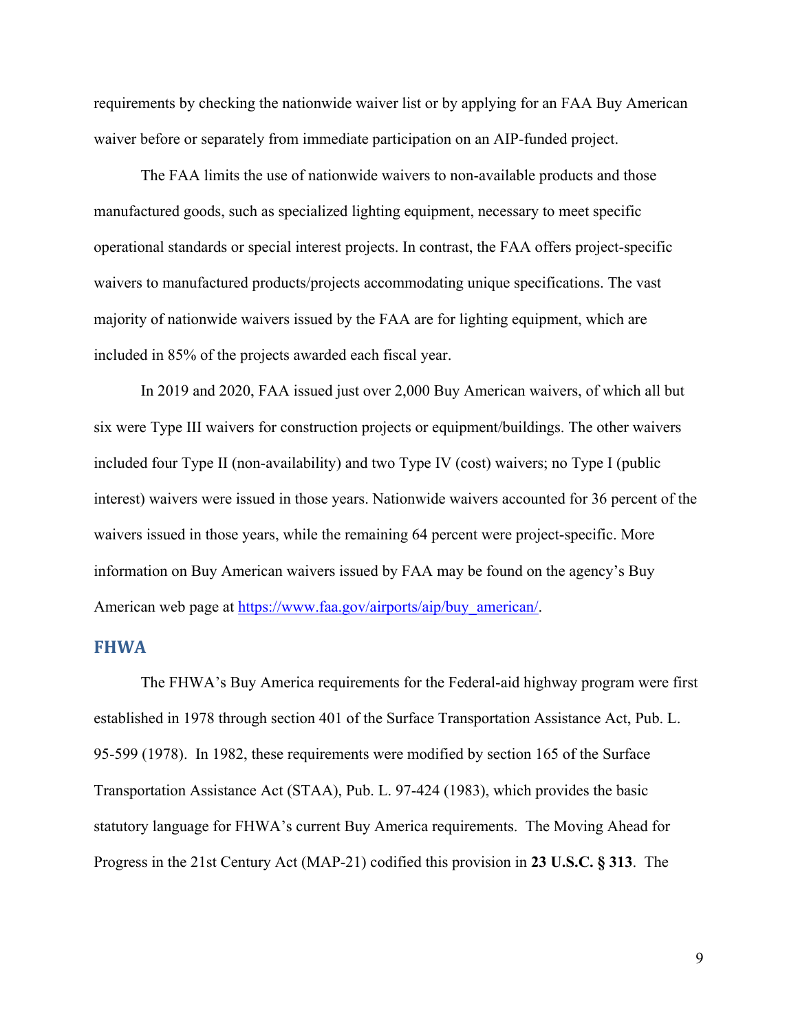requirements by checking the nationwide waiver list or by applying for an FAA Buy American waiver before or separately from immediate participation on an AIP-funded project.

The FAA limits the use of nationwide waivers to non-available products and those manufactured goods, such as specialized lighting equipment, necessary to meet specific operational standards or special interest projects. In contrast, the FAA offers project-specific waivers to manufactured products/projects accommodating unique specifications. The vast majority of nationwide waivers issued by the FAA are for lighting equipment, which are included in 85% of the projects awarded each fiscal year.

In 2019 and 2020, FAA issued just over 2,000 Buy American waivers, of which all but six were Type III waivers for construction projects or equipment/buildings. The other waivers included four Type II (non-availability) and two Type IV (cost) waivers; no Type I (public interest) waivers were issued in those years. Nationwide waivers accounted for 36 percent of the waivers issued in those years, while the remaining 64 percent were project-specific. More information on Buy American waivers issued by FAA may be found on the agency's Buy American web page at [https://www.faa.gov/airports/aip/buy_american/](https://www.faa.gov/airports/aip/buy_american/).

## FHWA

The FHWA's Buy America requirements for the Federal-aid highway program were first established in 1978 through section 401 of the Surface Transportation Assistance Act, Pub. L. 95-599 (1978). In 1982, these requirements were modified by section 165 of the Surface Transportation Assistance Act (STAA), Pub. L. 97-424 (1983), which provides the basic statutory language for FHWA's current Buy America requirements. The Moving Ahead for Progress in the 21st Century Act (MAP-21) codified this provision in **23 U.S.C. § 313**. The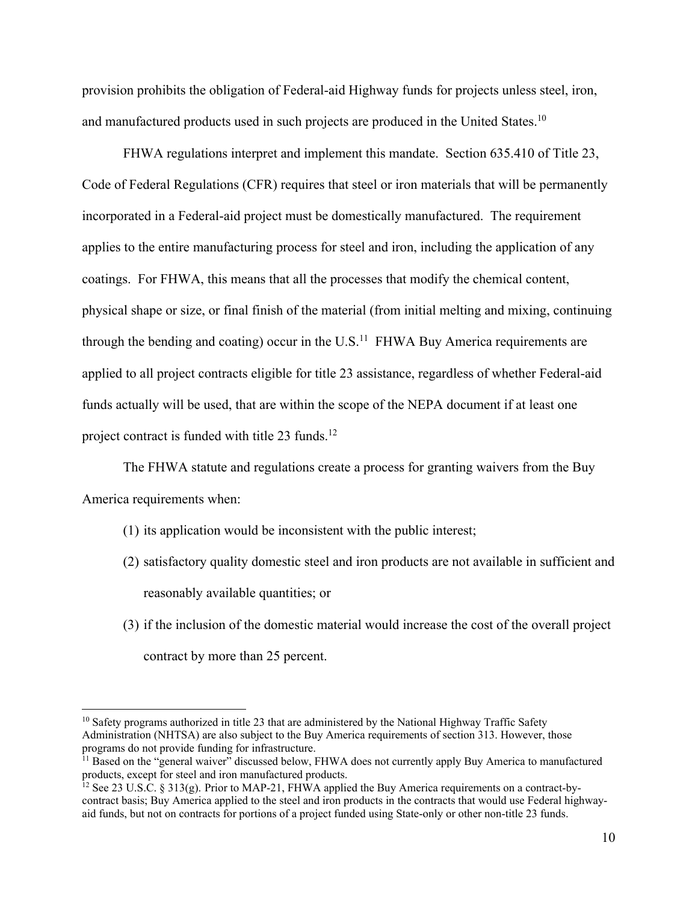provision prohibits the obligation of Federal-aid Highway funds for projects unless steel, iron, and manufactured products used in such projects are produced in the United States.[10]

FHWA regulations interpret and implement this mandate. Section 635.410 of Title 23, Code of Federal Regulations (CFR) requires that steel or iron materials that will be permanently incorporated in a Federal-aid project must be domestically manufactured. The requirement applies to the entire manufacturing process for steel and iron, including the application of any coatings. For FHWA, this means that all the processes that modify the chemical content, physical shape or size, or final finish of the material (from initial melting and mixing, continuing through the bending and coating) occur in the U.S.[11] FHWA Buy America requirements are applied to all project contracts eligible for title 23 assistance, regardless of whether Federal-aid funds actually will be used, that are within the scope of the NEPA document if at least one project contract is funded with title 23 funds.[12]

The FHWA statute and regulations create a process for granting waivers from the Buy America requirements when:

(1) its application would be inconsistent with the public interest;

(2) satisfactory quality domestic steel and iron products are not available in sufficient and reasonably available quantities; or

(3) if the inclusion of the domestic material would increase the cost of the overall project contract by more than 25 percent.

---

[10] Safety programs authorized in title 23 that are administered by the National Highway Traffic Safety Administration (NHTSA) are also subject to the Buy America requirements of section 313. However, those programs do not provide funding for infrastructure.

[11] Based on the "general waiver" discussed below, FHWA does not currently apply Buy America to manufactured products, except for steel and iron manufactured products.

[12] See 23 U.S.C. § 313(g). Prior to MAP-21, FHWA applied the Buy America requirements on a contract-by-contract basis; Buy America applied to the steel and iron products in the contracts that would use Federal highway-aid funds, but not on contracts for portions of a project funded using State-only or other non-title 23 funds.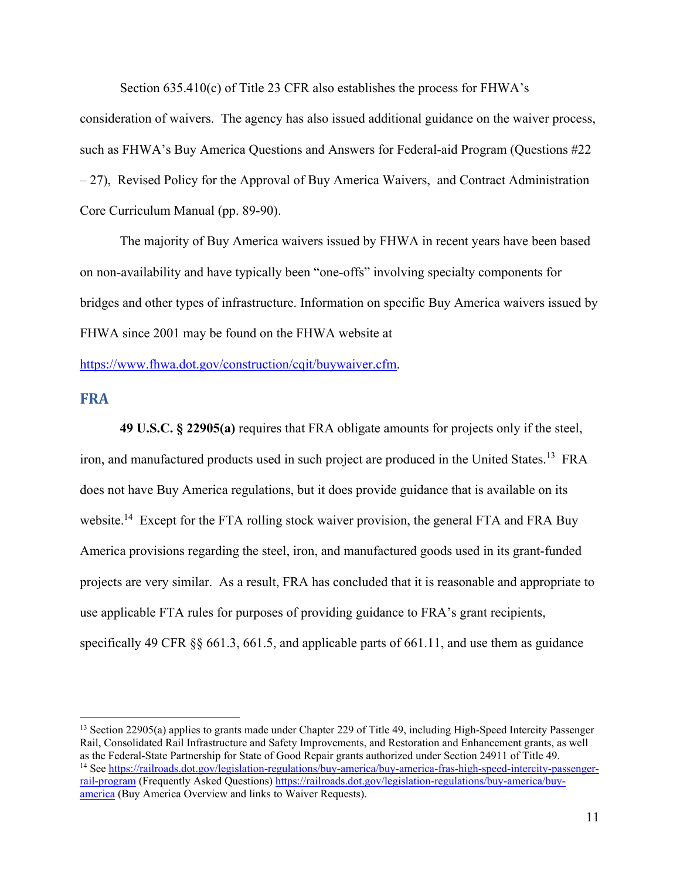Section 635.410(c) of Title 23 CFR also establishes the process for FHWA's consideration of waivers. The agency has also issued additional guidance on the waiver process, such as FHWA's Buy America Questions and Answers for Federal-aid Program (Questions #22 – 27), Revised Policy for the Approval of Buy America Waivers, and Contract Administration Core Curriculum Manual (pp. 89-90).

The majority of Buy America waivers issued by FHWA in recent years have been based on non-availability and have typically been "one-offs" involving specialty components for bridges and other types of infrastructure. Information on specific Buy America waivers issued by FHWA since 2001 may be found on the FHWA website at https://www.fhwa.dot.gov/construction/cqit/buywaiver.cfm.

## FRA

**49 U.S.C. § 22905(a)** requires that FRA obligate amounts for projects only if the steel, iron, and manufactured products used in such project are produced in the United States.[13] FRA does not have Buy America regulations, but it does provide guidance that is available on its website.[14] Except for the FTA rolling stock waiver provision, the general FTA and FRA Buy America provisions regarding the steel, iron, and manufactured goods used in its grant-funded projects are very similar. As a result, FRA has concluded that it is reasonable and appropriate to use applicable FTA rules for purposes of providing guidance to FRA's grant recipients, specifically 49 CFR §§ 661.3, 661.5, and applicable parts of 661.11, and use them as guidance

---

[13] Section 22905(a) applies to grants made under Chapter 229 of Title 49, including High-Speed Intercity Passenger Rail, Consolidated Rail Infrastructure and Safety Improvements, and Restoration and Enhancement grants, as well as the Federal-State Partnership for State of Good Repair grants authorized under Section 24911 of Title 49.

[14] See https://railroads.dot.gov/legislation-regulations/buy-america/buy-america-fras-high-speed-intercity-passenger-rail-program (Frequently Asked Questions) https://railroads.dot.gov/legislation-regulations/buy-america/buy-america (Buy America Overview and links to Waiver Requests).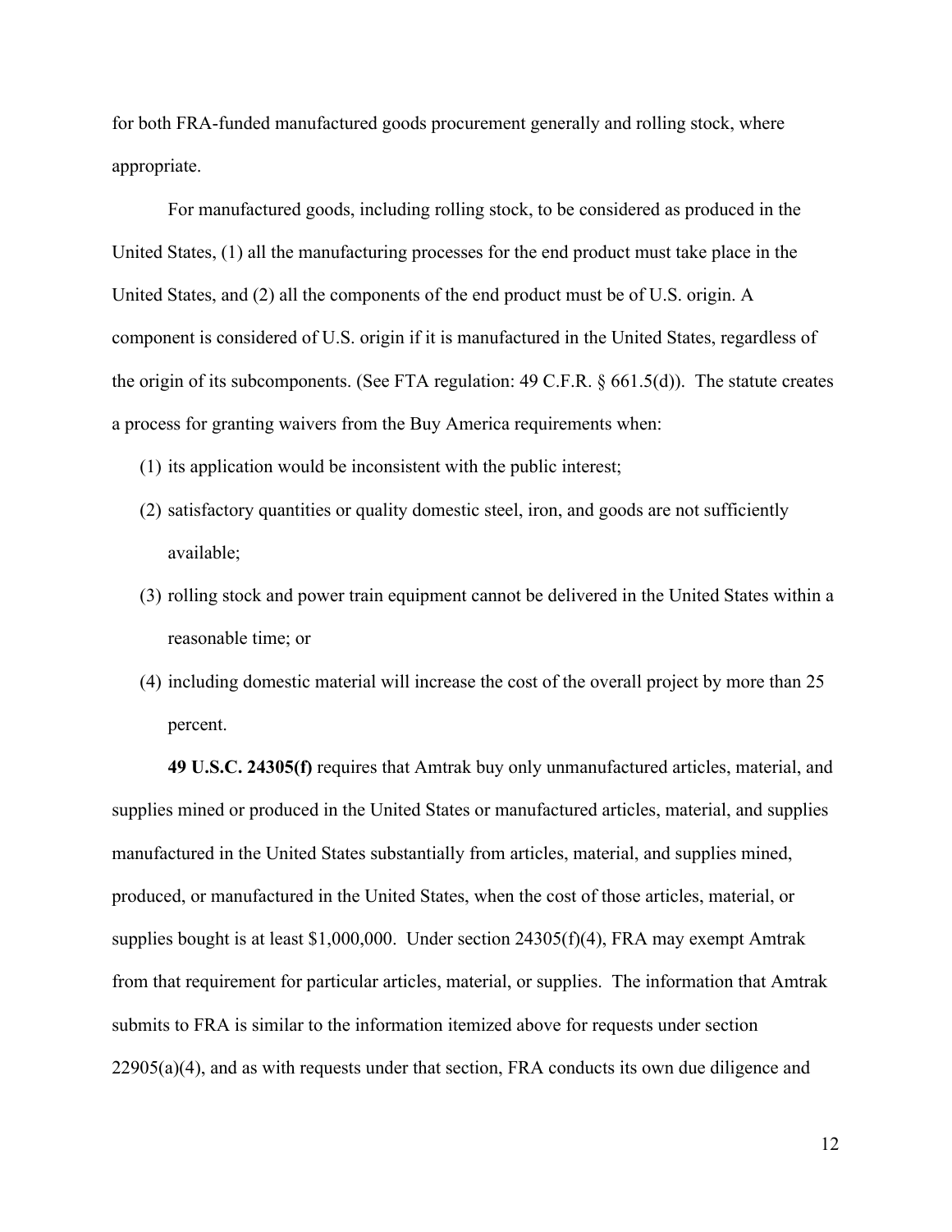for both FRA-funded manufactured goods procurement generally and rolling stock, where appropriate.

For manufactured goods, including rolling stock, to be considered as produced in the United States, (1) all the manufacturing processes for the end product must take place in the United States, and (2) all the components of the end product must be of U.S. origin. A component is considered of U.S. origin if it is manufactured in the United States, regardless of the origin of its subcomponents. (See FTA regulation: 49 C.F.R. § 661.5(d)). The statute creates a process for granting waivers from the Buy America requirements when:

(1) its application would be inconsistent with the public interest;

(2) satisfactory quantities or quality domestic steel, iron, and goods are not sufficiently available;

(3) rolling stock and power train equipment cannot be delivered in the United States within a reasonable time; or

(4) including domestic material will increase the cost of the overall project by more than 25 percent.

**49 U.S.C. 24305(f)** requires that Amtrak buy only unmanufactured articles, material, and supplies mined or produced in the United States or manufactured articles, material, and supplies manufactured in the United States substantially from articles, material, and supplies mined, produced, or manufactured in the United States, when the cost of those articles, material, or supplies bought is at least $1,000,000. Under section 24305(f)(4), FRA may exempt Amtrak from that requirement for particular articles, material, or supplies. The information that Amtrak submits to FRA is similar to the information itemized above for requests under section 22905(a)(4), and as with requests under that section, FRA conducts its own due diligence and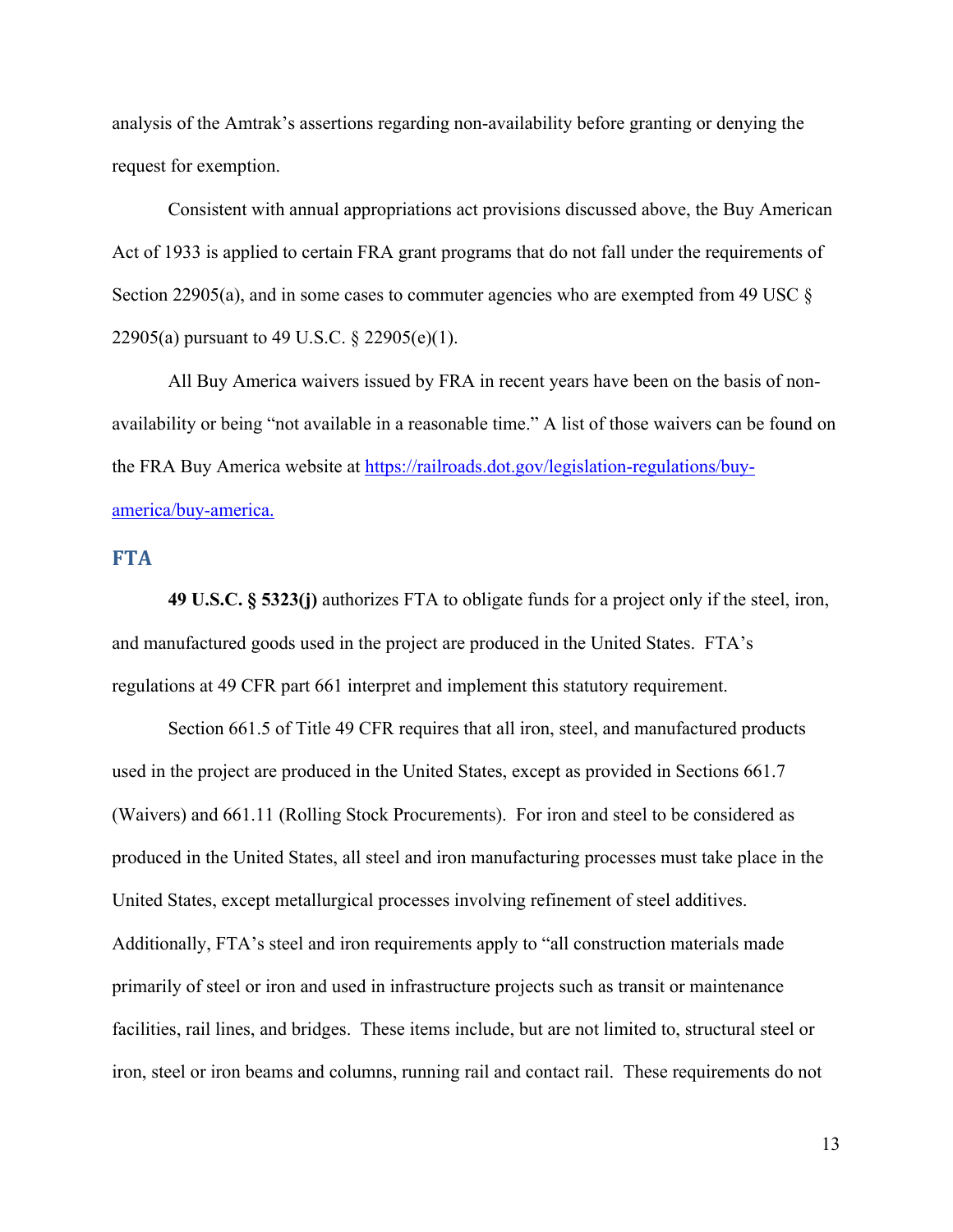analysis of the Amtrak's assertions regarding non-availability before granting or denying the request for exemption.

Consistent with annual appropriations act provisions discussed above, the Buy American Act of 1933 is applied to certain FRA grant programs that do not fall under the requirements of Section 22905(a), and in some cases to commuter agencies who are exempted from 49 USC § 22905(a) pursuant to 49 U.S.C. § 22905(e)(1).

All Buy America waivers issued by FRA in recent years have been on the basis of non-availability or being "not available in a reasonable time." A list of those waivers can be found on the FRA Buy America website at [https://railroads.dot.gov/legislation-regulations/buy-america/buy-america.](https://railroads.dot.gov/legislation-regulations/buy-america/buy-america)

## FTA

**49 U.S.C. § 5323(j)** authorizes FTA to obligate funds for a project only if the steel, iron, and manufactured goods used in the project are produced in the United States. FTA's regulations at 49 CFR part 661 interpret and implement this statutory requirement.

Section 661.5 of Title 49 CFR requires that all iron, steel, and manufactured products used in the project are produced in the United States, except as provided in Sections 661.7 (Waivers) and 661.11 (Rolling Stock Procurements). For iron and steel to be considered as produced in the United States, all steel and iron manufacturing processes must take place in the United States, except metallurgical processes involving refinement of steel additives. Additionally, FTA's steel and iron requirements apply to "all construction materials made primarily of steel or iron and used in infrastructure projects such as transit or maintenance facilities, rail lines, and bridges. These items include, but are not limited to, structural steel or iron, steel or iron beams and columns, running rail and contact rail. These requirements do not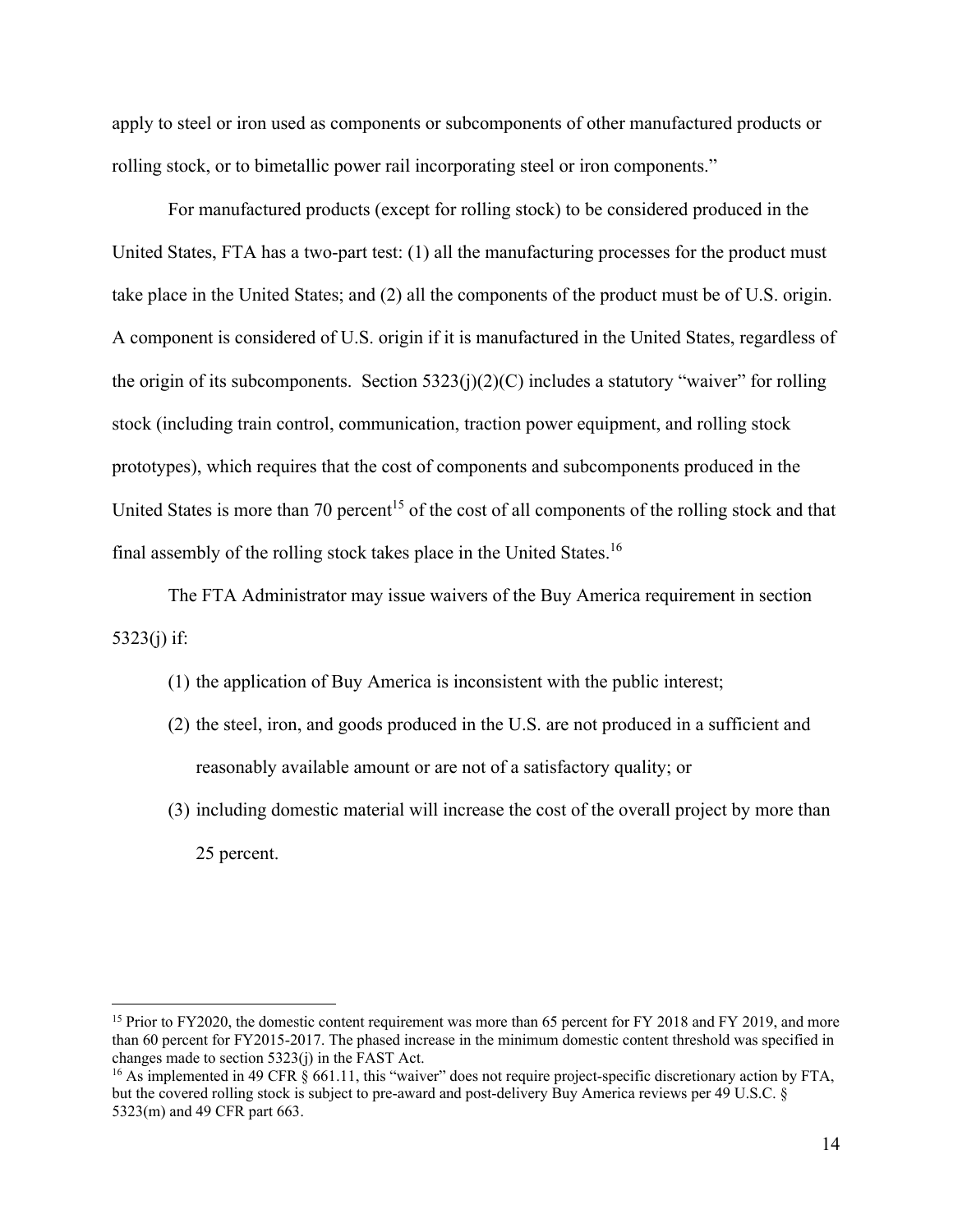apply to steel or iron used as components or subcomponents of other manufactured products or rolling stock, or to bimetallic power rail incorporating steel or iron components."

For manufactured products (except for rolling stock) to be considered produced in the United States, FTA has a two-part test: (1) all the manufacturing processes for the product must take place in the United States; and (2) all the components of the product must be of U.S. origin. A component is considered of U.S. origin if it is manufactured in the United States, regardless of the origin of its subcomponents. Section 5323(j)(2)(C) includes a statutory "waiver" for rolling stock (including train control, communication, traction power equipment, and rolling stock prototypes), which requires that the cost of components and subcomponents produced in the United States is more than 70 percent[15] of the cost of all components of the rolling stock and that final assembly of the rolling stock takes place in the United States.[16]

The FTA Administrator may issue waivers of the Buy America requirement in section 5323(j) if:

(1) the application of Buy America is inconsistent with the public interest;

(2) the steel, iron, and goods produced in the U.S. are not produced in a sufficient and reasonably available amount or are not of a satisfactory quality; or

(3) including domestic material will increase the cost of the overall project by more than 25 percent.

---

[15] Prior to FY2020, the domestic content requirement was more than 65 percent for FY 2018 and FY 2019, and more than 60 percent for FY2015-2017. The phased increase in the minimum domestic content threshold was specified in changes made to section 5323(j) in the FAST Act.

[16] As implemented in 49 CFR § 661.11, this "waiver" does not require project-specific discretionary action by FTA, but the covered rolling stock is subject to pre-award and post-delivery Buy America reviews per 49 U.S.C. § 5323(m) and 49 CFR part 663.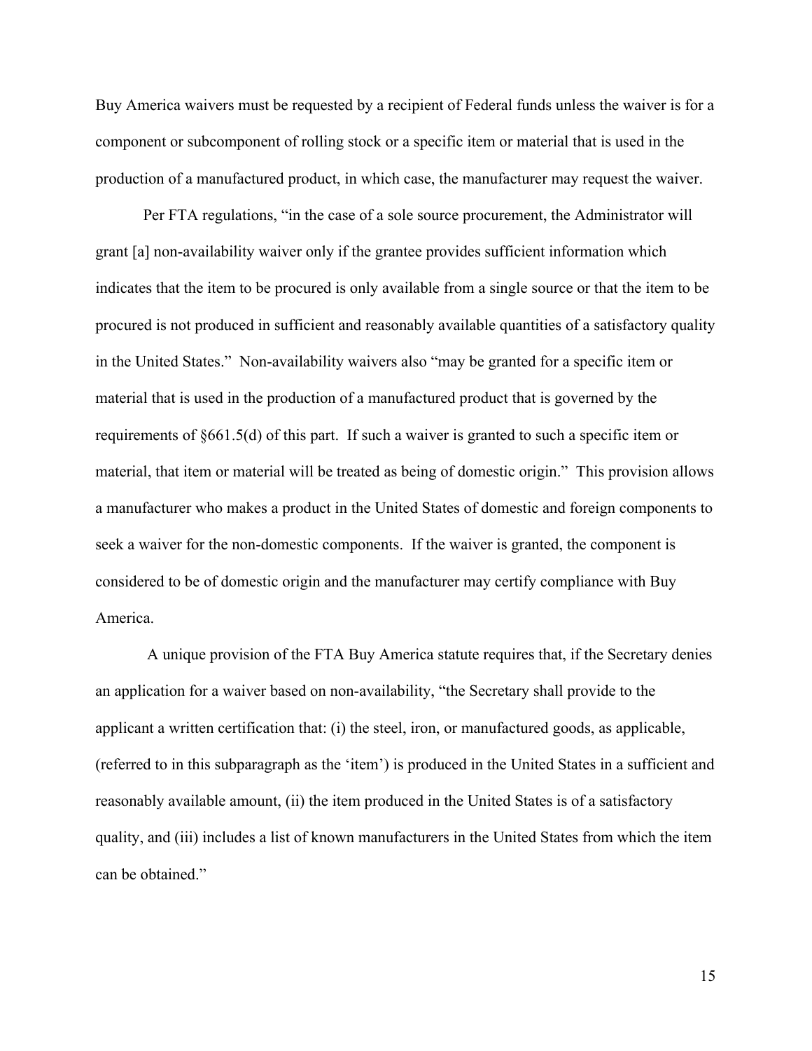Buy America waivers must be requested by a recipient of Federal funds unless the waiver is for a component or subcomponent of rolling stock or a specific item or material that is used in the production of a manufactured product, in which case, the manufacturer may request the waiver.

Per FTA regulations, "in the case of a sole source procurement, the Administrator will grant [a] non-availability waiver only if the grantee provides sufficient information which indicates that the item to be procured is only available from a single source or that the item to be procured is not produced in sufficient and reasonably available quantities of a satisfactory quality in the United States." Non-availability waivers also "may be granted for a specific item or material that is used in the production of a manufactured product that is governed by the requirements of §661.5(d) of this part. If such a waiver is granted to such a specific item or material, that item or material will be treated as being of domestic origin." This provision allows a manufacturer who makes a product in the United States of domestic and foreign components to seek a waiver for the non-domestic components. If the waiver is granted, the component is considered to be of domestic origin and the manufacturer may certify compliance with Buy America.

A unique provision of the FTA Buy America statute requires that, if the Secretary denies an application for a waiver based on non-availability, "the Secretary shall provide to the applicant a written certification that: (i) the steel, iron, or manufactured goods, as applicable, (referred to in this subparagraph as the 'item') is produced in the United States in a sufficient and reasonably available amount, (ii) the item produced in the United States is of a satisfactory quality, and (iii) includes a list of known manufacturers in the United States from which the item can be obtained."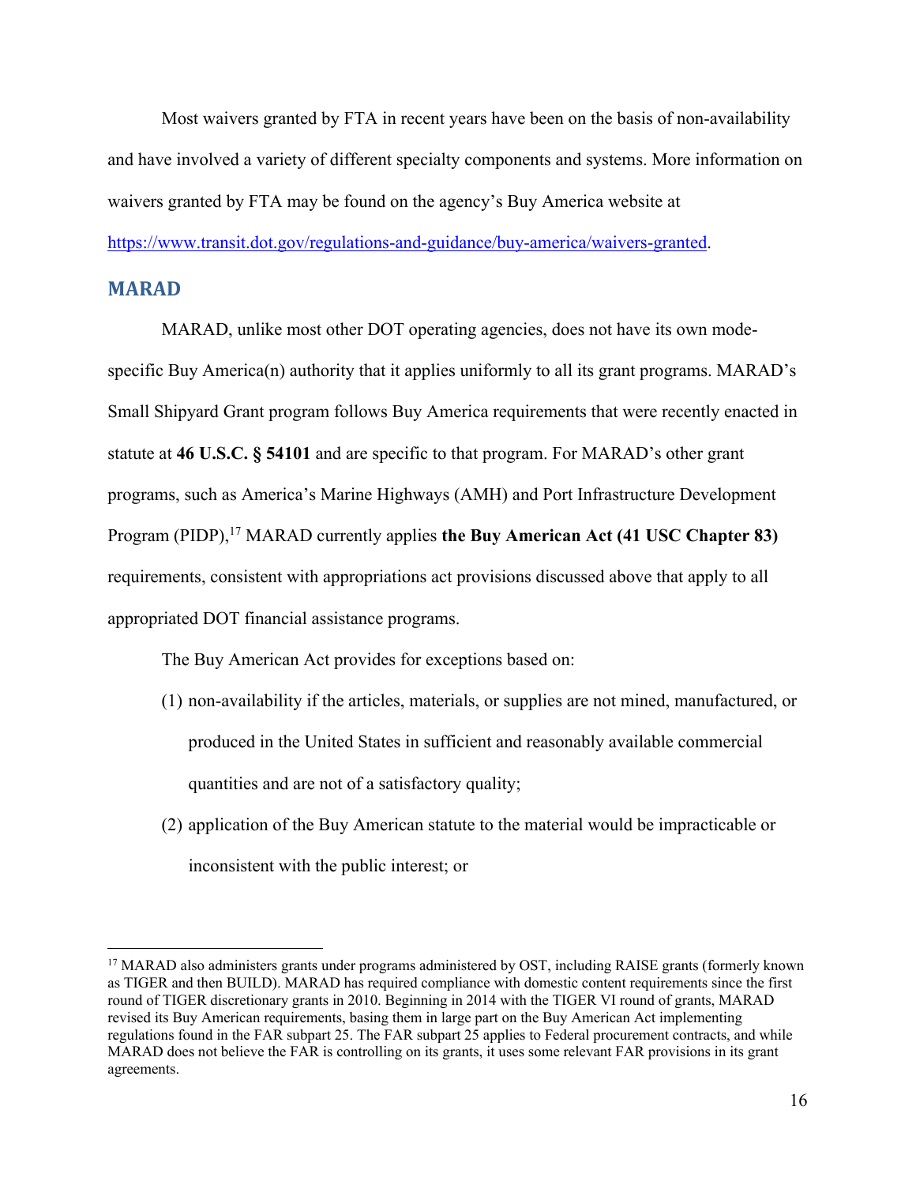Most waivers granted by FTA in recent years have been on the basis of non-availability and have involved a variety of different specialty components and systems. More information on waivers granted by FTA may be found on the agency's Buy America website at https://www.transit.dot.gov/regulations-and-guidance/buy-america/waivers-granted.

## MARAD

MARAD, unlike most other DOT operating agencies, does not have its own mode-specific Buy America(n) authority that it applies uniformly to all its grant programs. MARAD's Small Shipyard Grant program follows Buy America requirements that were recently enacted in statute at **46 U.S.C. § 54101** and are specific to that program. For MARAD's other grant programs, such as America's Marine Highways (AMH) and Port Infrastructure Development Program (PIDP),[17] MARAD currently applies **the Buy American Act (41 USC Chapter 83)** requirements, consistent with appropriations act provisions discussed above that apply to all appropriated DOT financial assistance programs.

The Buy American Act provides for exceptions based on:

(1) non-availability if the articles, materials, or supplies are not mined, manufactured, or produced in the United States in sufficient and reasonably available commercial quantities and are not of a satisfactory quality;

(2) application of the Buy American statute to the material would be impracticable or inconsistent with the public interest; or

---

[17] MARAD also administers grants under programs administered by OST, including RAISE grants (formerly known as TIGER and then BUILD). MARAD has required compliance with domestic content requirements since the first round of TIGER discretionary grants in 2010. Beginning in 2014 with the TIGER VI round of grants, MARAD revised its Buy American requirements, basing them in large part on the Buy American Act implementing regulations found in the FAR subpart 25. The FAR subpart 25 applies to Federal procurement contracts, and while MARAD does not believe the FAR is controlling on its grants, it uses some relevant FAR provisions in its grant agreements.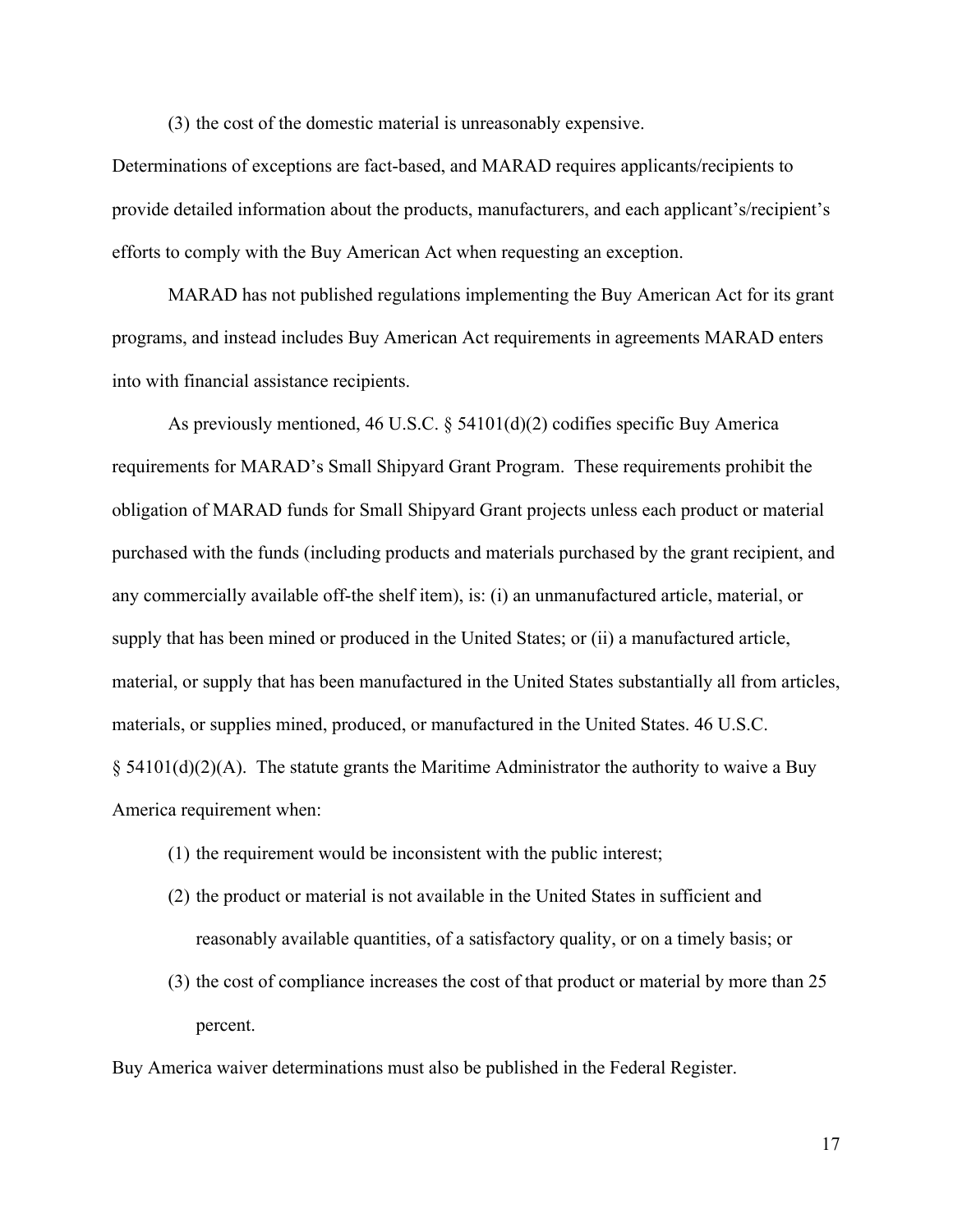(3) the cost of the domestic material is unreasonably expensive.

Determinations of exceptions are fact-based, and MARAD requires applicants/recipients to provide detailed information about the products, manufacturers, and each applicant's/recipient's efforts to comply with the Buy American Act when requesting an exception.

MARAD has not published regulations implementing the Buy American Act for its grant programs, and instead includes Buy American Act requirements in agreements MARAD enters into with financial assistance recipients.

As previously mentioned, 46 U.S.C. § 54101(d)(2) codifies specific Buy America requirements for MARAD's Small Shipyard Grant Program. These requirements prohibit the obligation of MARAD funds for Small Shipyard Grant projects unless each product or material purchased with the funds (including products and materials purchased by the grant recipient, and any commercially available off-the shelf item), is: (i) an unmanufactured article, material, or supply that has been mined or produced in the United States; or (ii) a manufactured article, material, or supply that has been manufactured in the United States substantially all from articles, materials, or supplies mined, produced, or manufactured in the United States. 46 U.S.C. § 54101(d)(2)(A). The statute grants the Maritime Administrator the authority to waive a Buy America requirement when:

(1) the requirement would be inconsistent with the public interest;

(2) the product or material is not available in the United States in sufficient and reasonably available quantities, of a satisfactory quality, or on a timely basis; or

(3) the cost of compliance increases the cost of that product or material by more than 25 percent.

Buy America waiver determinations must also be published in the Federal Register.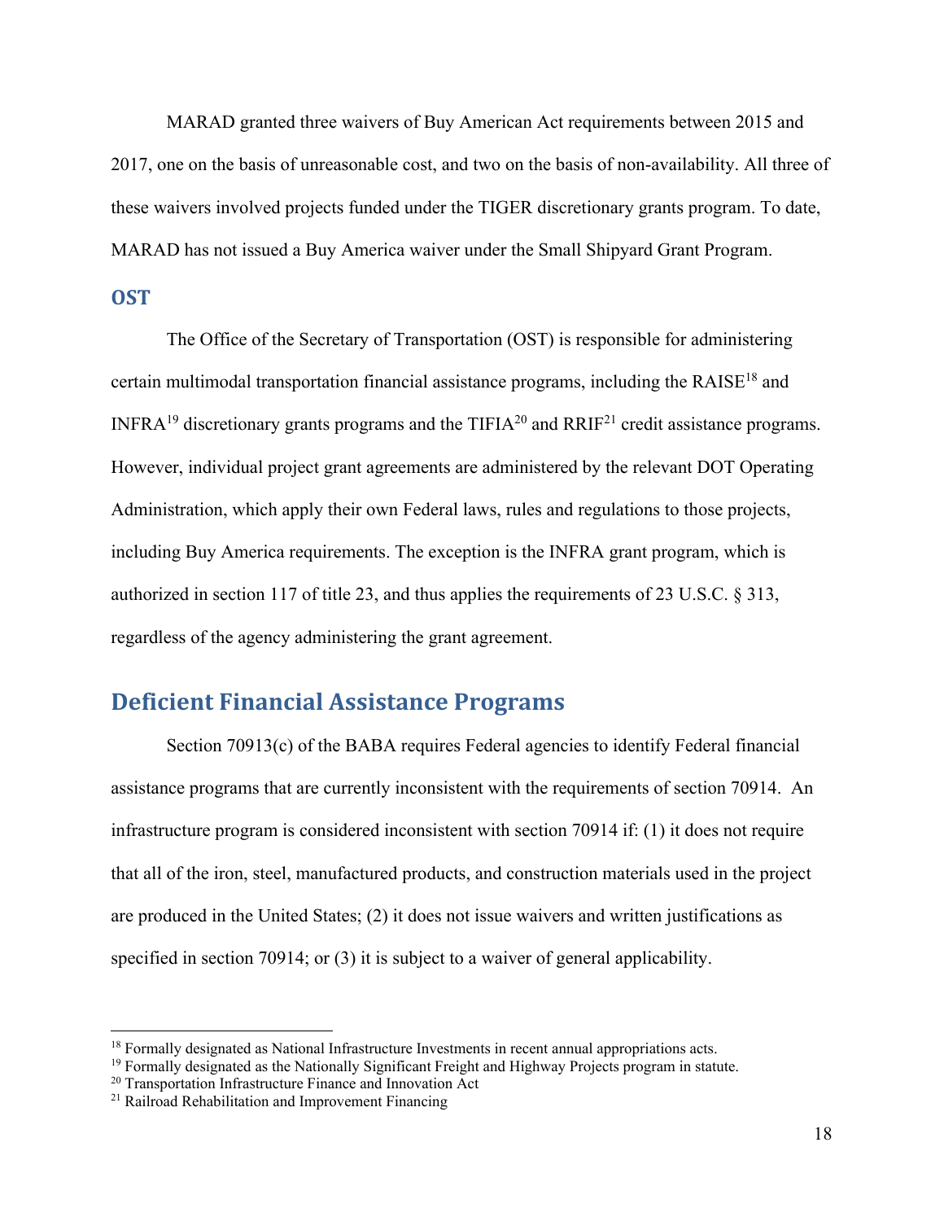MARAD granted three waivers of Buy American Act requirements between 2015 and 2017, one on the basis of unreasonable cost, and two on the basis of non-availability. All three of these waivers involved projects funded under the TIGER discretionary grants program. To date, MARAD has not issued a Buy America waiver under the Small Shipyard Grant Program.

### OST

The Office of the Secretary of Transportation (OST) is responsible for administering certain multimodal transportation financial assistance programs, including the RAISE[18] and INFRA[19] discretionary grants programs and the TIFIA[20] and RRIF[21] credit assistance programs. However, individual project grant agreements are administered by the relevant DOT Operating Administration, which apply their own Federal laws, rules and regulations to those projects, including Buy America requirements. The exception is the INFRA grant program, which is authorized in section 117 of title 23, and thus applies the requirements of 23 U.S.C. § 313, regardless of the agency administering the grant agreement.

## Deficient Financial Assistance Programs

Section 70913(c) of the BABA requires Federal agencies to identify Federal financial assistance programs that are currently inconsistent with the requirements of section 70914. An infrastructure program is considered inconsistent with section 70914 if: (1) it does not require that all of the iron, steel, manufactured products, and construction materials used in the project are produced in the United States; (2) it does not issue waivers and written justifications as specified in section 70914; or (3) it is subject to a waiver of general applicability.

[18] Formally designated as National Infrastructure Investments in recent annual appropriations acts.
[19] Formally designated as the Nationally Significant Freight and Highway Projects program in statute.
[20] Transportation Infrastructure Finance and Innovation Act
[21] Railroad Rehabilitation and Improvement Financing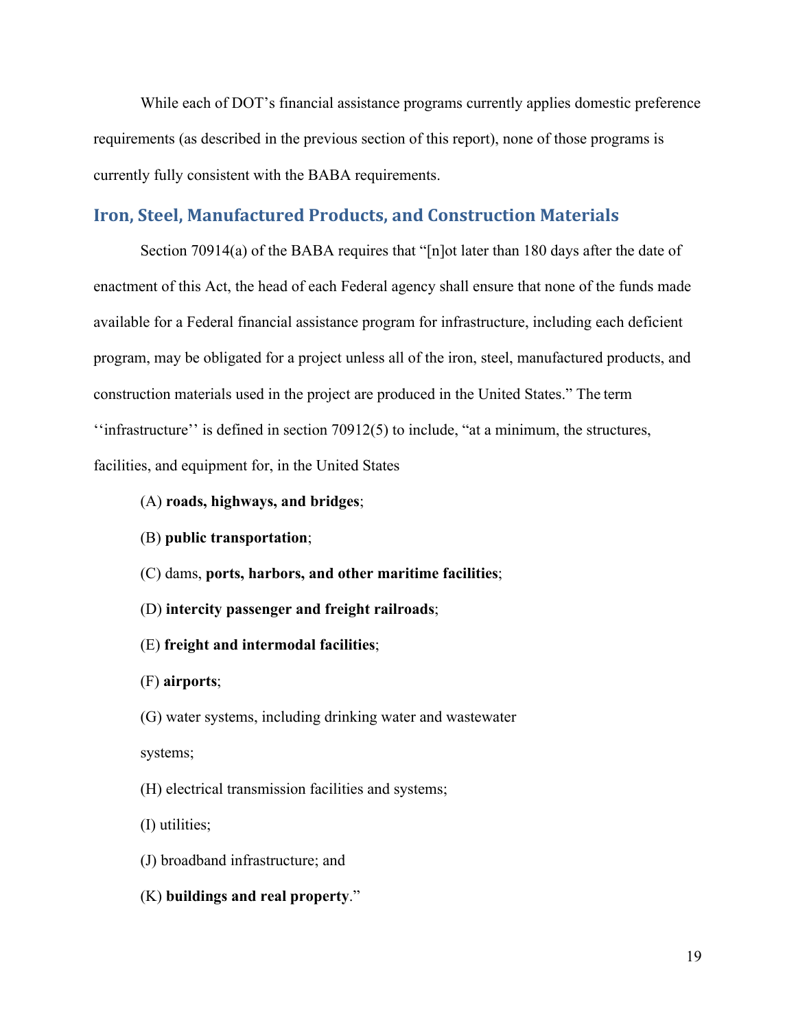While each of DOT's financial assistance programs currently applies domestic preference requirements (as described in the previous section of this report), none of those programs is currently fully consistent with the BABA requirements.

## Iron, Steel, Manufactured Products, and Construction Materials

Section 70914(a) of the BABA requires that "[n]ot later than 180 days after the date of enactment of this Act, the head of each Federal agency shall ensure that none of the funds made available for a Federal financial assistance program for infrastructure, including each deficient program, may be obligated for a project unless all of the iron, steel, manufactured products, and construction materials used in the project are produced in the United States." The term ''infrastructure'' is defined in section 70912(5) to include, "at a minimum, the structures, facilities, and equipment for, in the United States

(A) **roads, highways, and bridges**;

(B) **public transportation**;

(C) dams, **ports, harbors, and other maritime facilities**;

(D) **intercity passenger and freight railroads**;

(E) **freight and intermodal facilities**;

(F) **airports**;

(G) water systems, including drinking water and wastewater systems;

(H) electrical transmission facilities and systems;

(I) utilities;

(J) broadband infrastructure; and

(K) **buildings and real property**."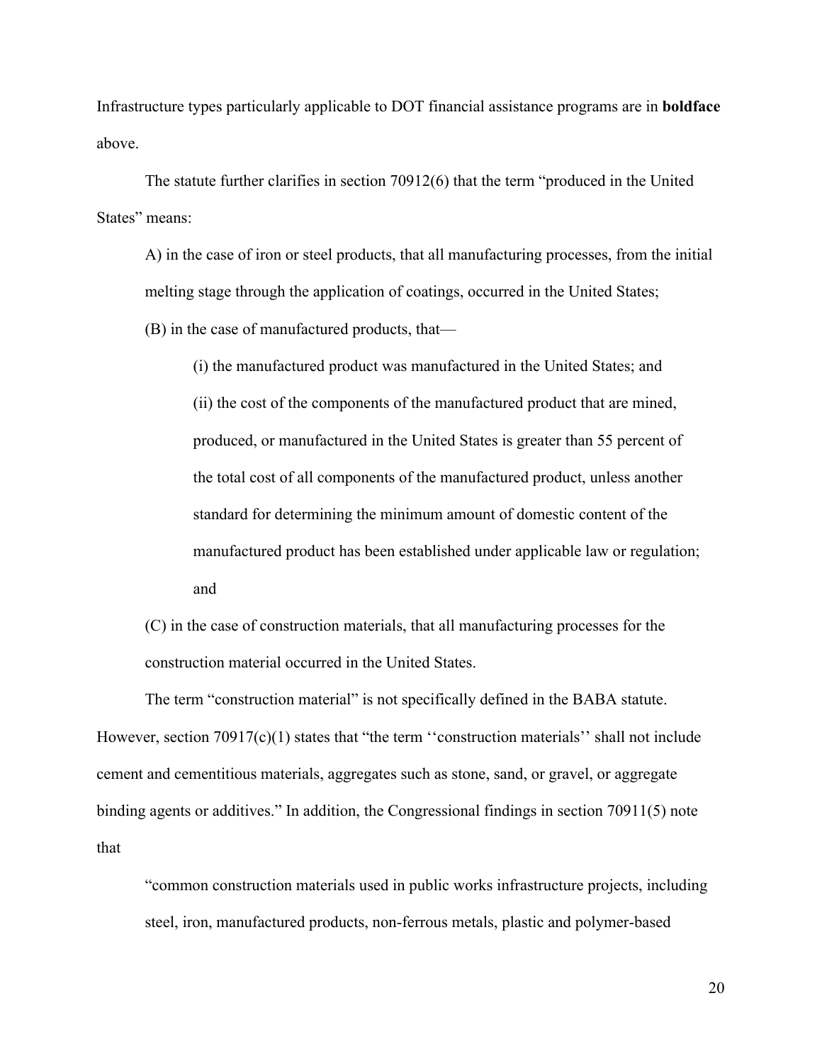Infrastructure types particularly applicable to DOT financial assistance programs are in **boldface** above.

The statute further clarifies in section 70912(6) that the term "produced in the United States" means:

> A) in the case of iron or steel products, that all manufacturing processes, from the initial melting stage through the application of coatings, occurred in the United States;
>
> (B) in the case of manufactured products, that—
>
> > (i) the manufactured product was manufactured in the United States; and
> >
> > (ii) the cost of the components of the manufactured product that are mined, produced, or manufactured in the United States is greater than 55 percent of the total cost of all components of the manufactured product, unless another standard for determining the minimum amount of domestic content of the manufactured product has been established under applicable law or regulation; and
>
> (C) in the case of construction materials, that all manufacturing processes for the construction material occurred in the United States.

The term "construction material" is not specifically defined in the BABA statute. However, section 70917(c)(1) states that "the term ''construction materials'' shall not include cement and cementitious materials, aggregates such as stone, sand, or gravel, or aggregate binding agents or additives." In addition, the Congressional findings in section 70911(5) note that

> "common construction materials used in public works infrastructure projects, including steel, iron, manufactured products, non-ferrous metals, plastic and polymer-based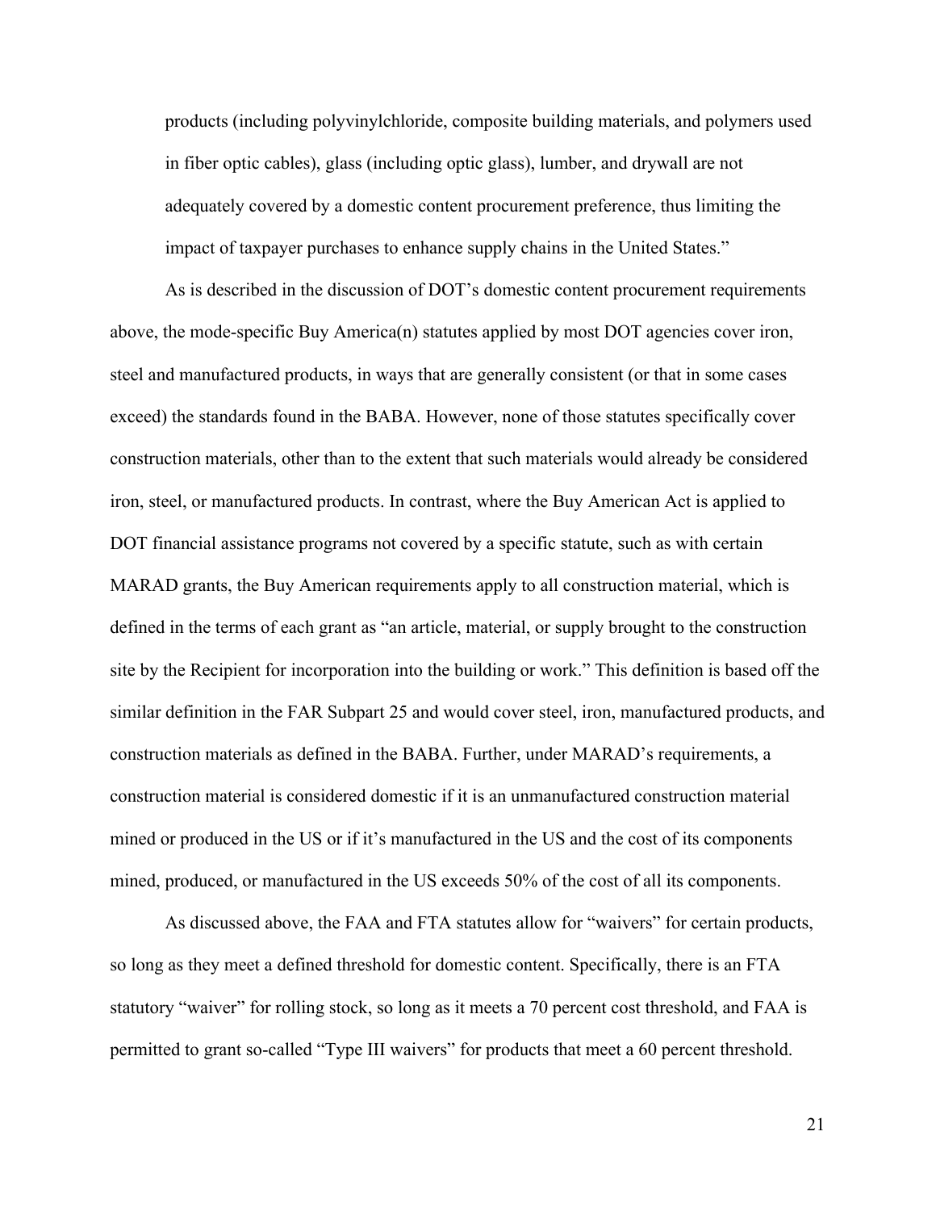products (including polyvinylchloride, composite building materials, and polymers used in fiber optic cables), glass (including optic glass), lumber, and drywall are not adequately covered by a domestic content procurement preference, thus limiting the impact of taxpayer purchases to enhance supply chains in the United States."

As is described in the discussion of DOT's domestic content procurement requirements above, the mode-specific Buy America(n) statutes applied by most DOT agencies cover iron, steel and manufactured products, in ways that are generally consistent (or that in some cases exceed) the standards found in the BABA. However, none of those statutes specifically cover construction materials, other than to the extent that such materials would already be considered iron, steel, or manufactured products. In contrast, where the Buy American Act is applied to DOT financial assistance programs not covered by a specific statute, such as with certain MARAD grants, the Buy American requirements apply to all construction material, which is defined in the terms of each grant as "an article, material, or supply brought to the construction site by the Recipient for incorporation into the building or work." This definition is based off the similar definition in the FAR Subpart 25 and would cover steel, iron, manufactured products, and construction materials as defined in the BABA. Further, under MARAD's requirements, a construction material is considered domestic if it is an unmanufactured construction material mined or produced in the US or if it's manufactured in the US and the cost of its components mined, produced, or manufactured in the US exceeds 50% of the cost of all its components.

As discussed above, the FAA and FTA statutes allow for "waivers" for certain products, so long as they meet a defined threshold for domestic content. Specifically, there is an FTA statutory "waiver" for rolling stock, so long as it meets a 70 percent cost threshold, and FAA is permitted to grant so-called "Type III waivers" for products that meet a 60 percent threshold.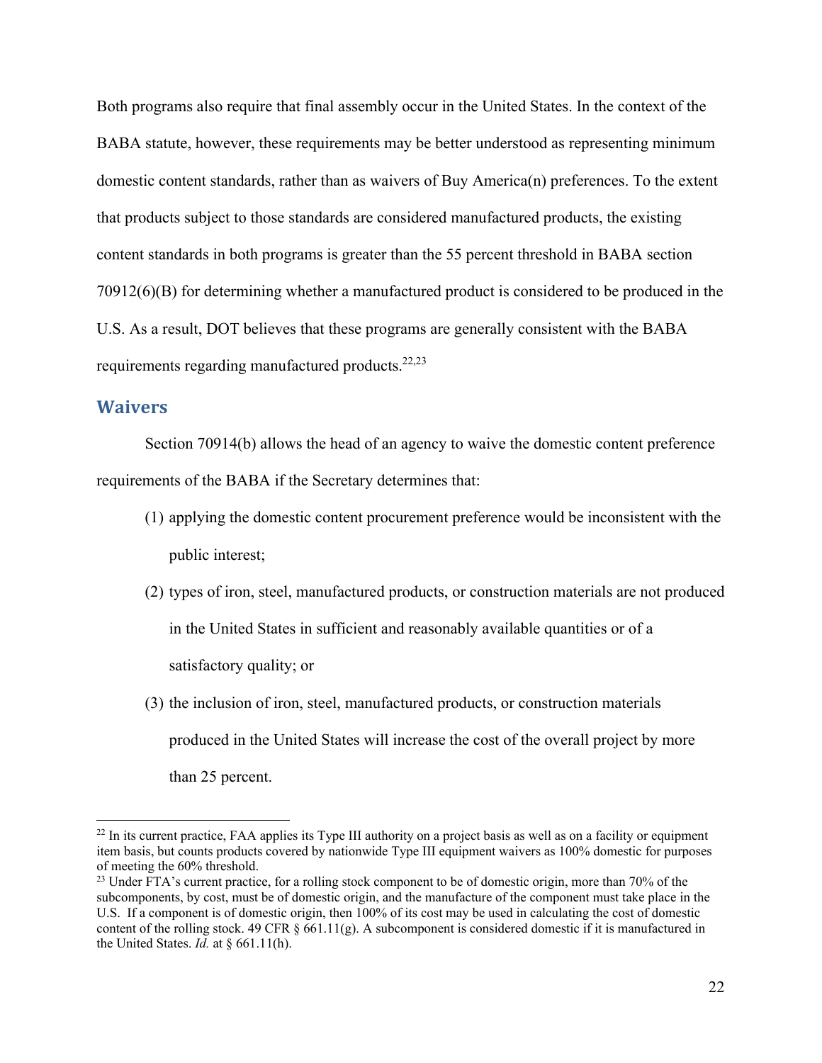Both programs also require that final assembly occur in the United States. In the context of the BABA statute, however, these requirements may be better understood as representing minimum domestic content standards, rather than as waivers of Buy America(n) preferences. To the extent that products subject to those standards are considered manufactured products, the existing content standards in both programs is greater than the 55 percent threshold in BABA section 70912(6)(B) for determining whether a manufactured product is considered to be produced in the U.S. As a result, DOT believes that these programs are generally consistent with the BABA requirements regarding manufactured products.[22,23]

## Waivers

Section 70914(b) allows the head of an agency to waive the domestic content preference requirements of the BABA if the Secretary determines that:

(1) applying the domestic content procurement preference would be inconsistent with the public interest;

(2) types of iron, steel, manufactured products, or construction materials are not produced in the United States in sufficient and reasonably available quantities or of a satisfactory quality; or

(3) the inclusion of iron, steel, manufactured products, or construction materials produced in the United States will increase the cost of the overall project by more than 25 percent.

---

[22] In its current practice, FAA applies its Type III authority on a project basis as well as on a facility or equipment item basis, but counts products covered by nationwide Type III equipment waivers as 100% domestic for purposes of meeting the 60% threshold.

[23] Under FTA's current practice, for a rolling stock component to be of domestic origin, more than 70% of the subcomponents, by cost, must be of domestic origin, and the manufacture of the component must take place in the U.S. If a component is of domestic origin, then 100% of its cost may be used in calculating the cost of domestic content of the rolling stock. 49 CFR § 661.11(g). A subcomponent is considered domestic if it is manufactured in the United States. *Id.* at § 661.11(h).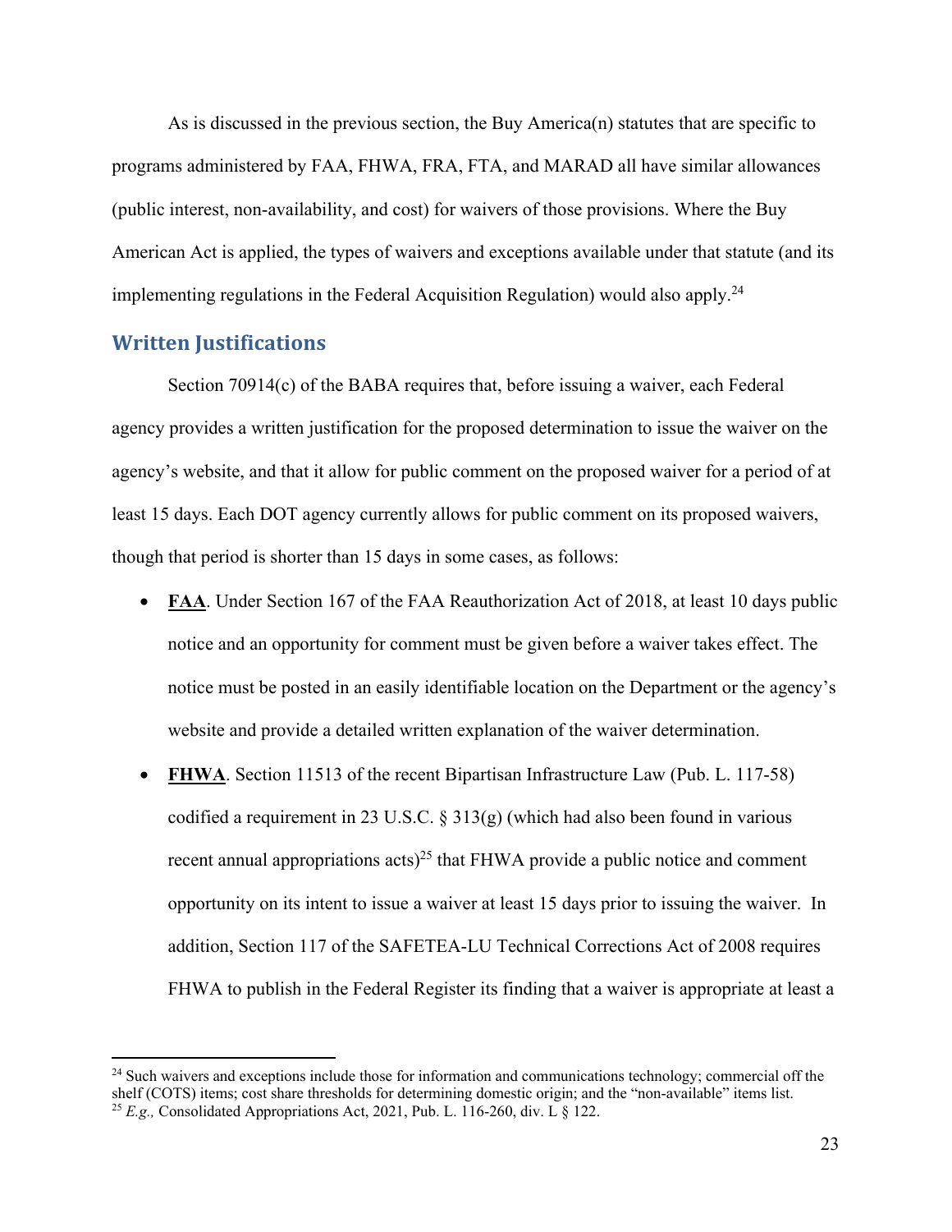As is discussed in the previous section, the Buy America(n) statutes that are specific to programs administered by FAA, FHWA, FRA, FTA, and MARAD all have similar allowances (public interest, non-availability, and cost) for waivers of those provisions. Where the Buy American Act is applied, the types of waivers and exceptions available under that statute (and its implementing regulations in the Federal Acquisition Regulation) would also apply.[24]

## Written Justifications

Section 70914(c) of the BABA requires that, before issuing a waiver, each Federal agency provides a written justification for the proposed determination to issue the waiver on the agency's website, and that it allow for public comment on the proposed waiver for a period of at least 15 days. Each DOT agency currently allows for public comment on its proposed waivers, though that period is shorter than 15 days in some cases, as follows:

- **FAA**. Under Section 167 of the FAA Reauthorization Act of 2018, at least 10 days public notice and an opportunity for comment must be given before a waiver takes effect. The notice must be posted in an easily identifiable location on the Department or the agency's website and provide a detailed written explanation of the waiver determination.
- **FHWA**. Section 11513 of the recent Bipartisan Infrastructure Law (Pub. L. 117-58) codified a requirement in 23 U.S.C. § 313(g) (which had also been found in various recent annual appropriations acts)[25] that FHWA provide a public notice and comment opportunity on its intent to issue a waiver at least 15 days prior to issuing the waiver. In addition, Section 117 of the SAFETEA-LU Technical Corrections Act of 2008 requires FHWA to publish in the Federal Register its finding that a waiver is appropriate at least a

---

[24] Such waivers and exceptions include those for information and communications technology; commercial off the shelf (COTS) items; cost share thresholds for determining domestic origin; and the "non-available" items list.

[25] *E.g.,* Consolidated Appropriations Act, 2021, Pub. L. 116-260, div. L § 122.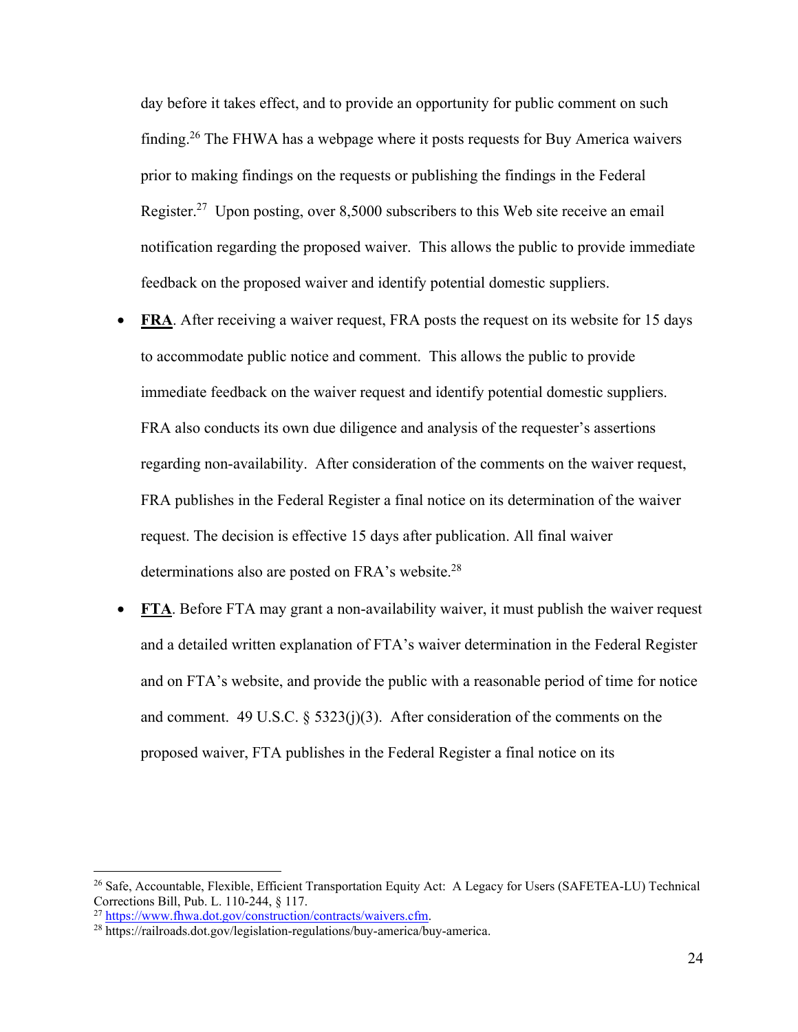day before it takes effect, and to provide an opportunity for public comment on such finding.[26] The FHWA has a webpage where it posts requests for Buy America waivers prior to making findings on the requests or publishing the findings in the Federal Register.[27] Upon posting, over 8,5000 subscribers to this Web site receive an email notification regarding the proposed waiver. This allows the public to provide immediate feedback on the proposed waiver and identify potential domestic suppliers.

- **FRA**. After receiving a waiver request, FRA posts the request on its website for 15 days to accommodate public notice and comment. This allows the public to provide immediate feedback on the waiver request and identify potential domestic suppliers. FRA also conducts its own due diligence and analysis of the requester's assertions regarding non-availability. After consideration of the comments on the waiver request, FRA publishes in the Federal Register a final notice on its determination of the waiver request. The decision is effective 15 days after publication. All final waiver determinations also are posted on FRA's website.[28]

- **FTA**. Before FTA may grant a non-availability waiver, it must publish the waiver request and a detailed written explanation of FTA's waiver determination in the Federal Register and on FTA's website, and provide the public with a reasonable period of time for notice and comment. 49 U.S.C. § 5323(j)(3). After consideration of the comments on the proposed waiver, FTA publishes in the Federal Register a final notice on its

---

[26] Safe, Accountable, Flexible, Efficient Transportation Equity Act: A Legacy for Users (SAFETEA-LU) Technical Corrections Bill, Pub. L. 110-244, § 117.

[27] https://www.fhwa.dot.gov/construction/contracts/waivers.cfm.

[28] https://railroads.dot.gov/legislation-regulations/buy-america/buy-america.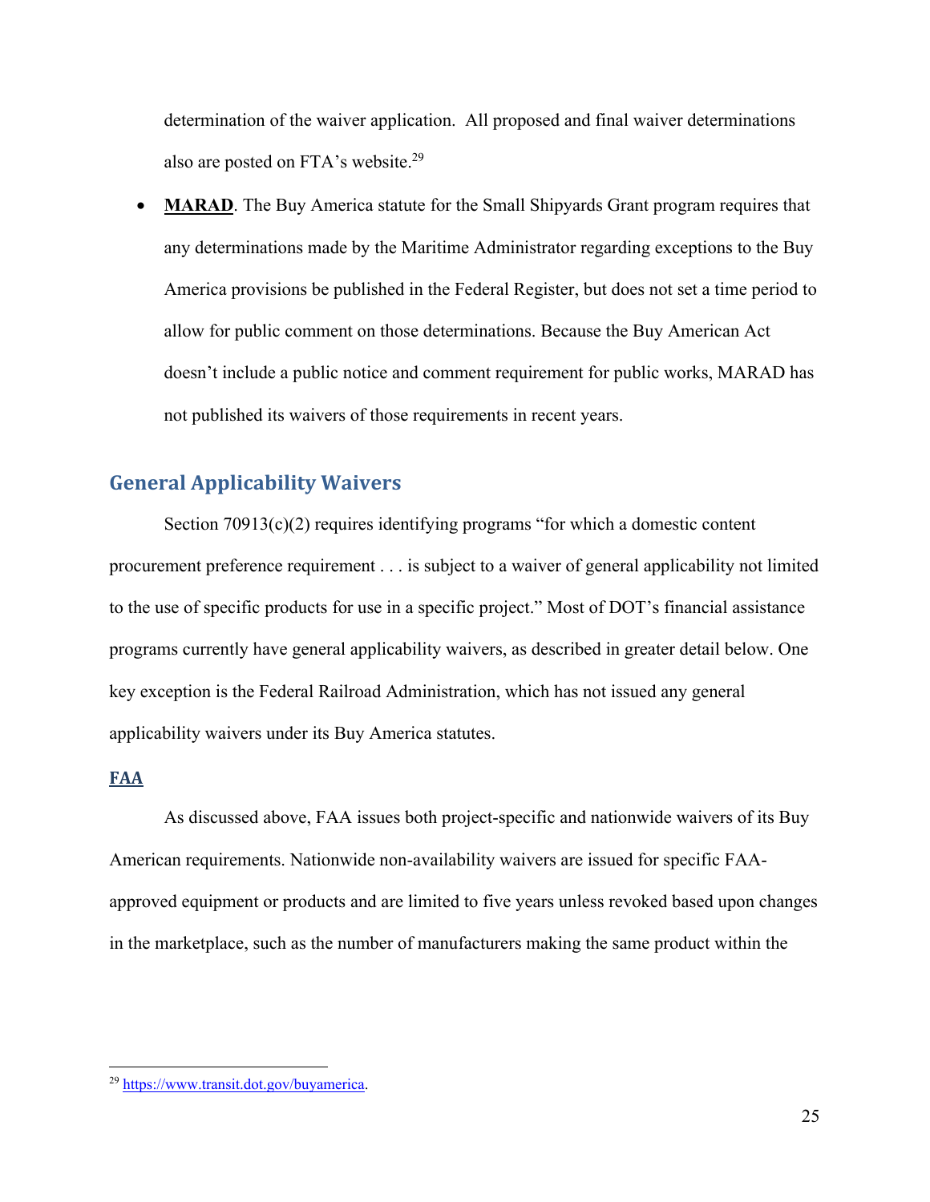determination of the waiver application. All proposed and final waiver determinations also are posted on FTA's website.[29]

- **MARAD**. The Buy America statute for the Small Shipyards Grant program requires that any determinations made by the Maritime Administrator regarding exceptions to the Buy America provisions be published in the Federal Register, but does not set a time period to allow for public comment on those determinations. Because the Buy American Act doesn't include a public notice and comment requirement for public works, MARAD has not published its waivers of those requirements in recent years.

## General Applicability Waivers

Section 70913(c)(2) requires identifying programs "for which a domestic content procurement preference requirement . . . is subject to a waiver of general applicability not limited to the use of specific products for use in a specific project." Most of DOT's financial assistance programs currently have general applicability waivers, as described in greater detail below. One key exception is the Federal Railroad Administration, which has not issued any general applicability waivers under its Buy America statutes.

### FAA

As discussed above, FAA issues both project-specific and nationwide waivers of its Buy American requirements. Nationwide non-availability waivers are issued for specific FAA-approved equipment or products and are limited to five years unless revoked based upon changes in the marketplace, such as the number of manufacturers making the same product within the

---

[29] https://www.transit.dot.gov/buyamerica.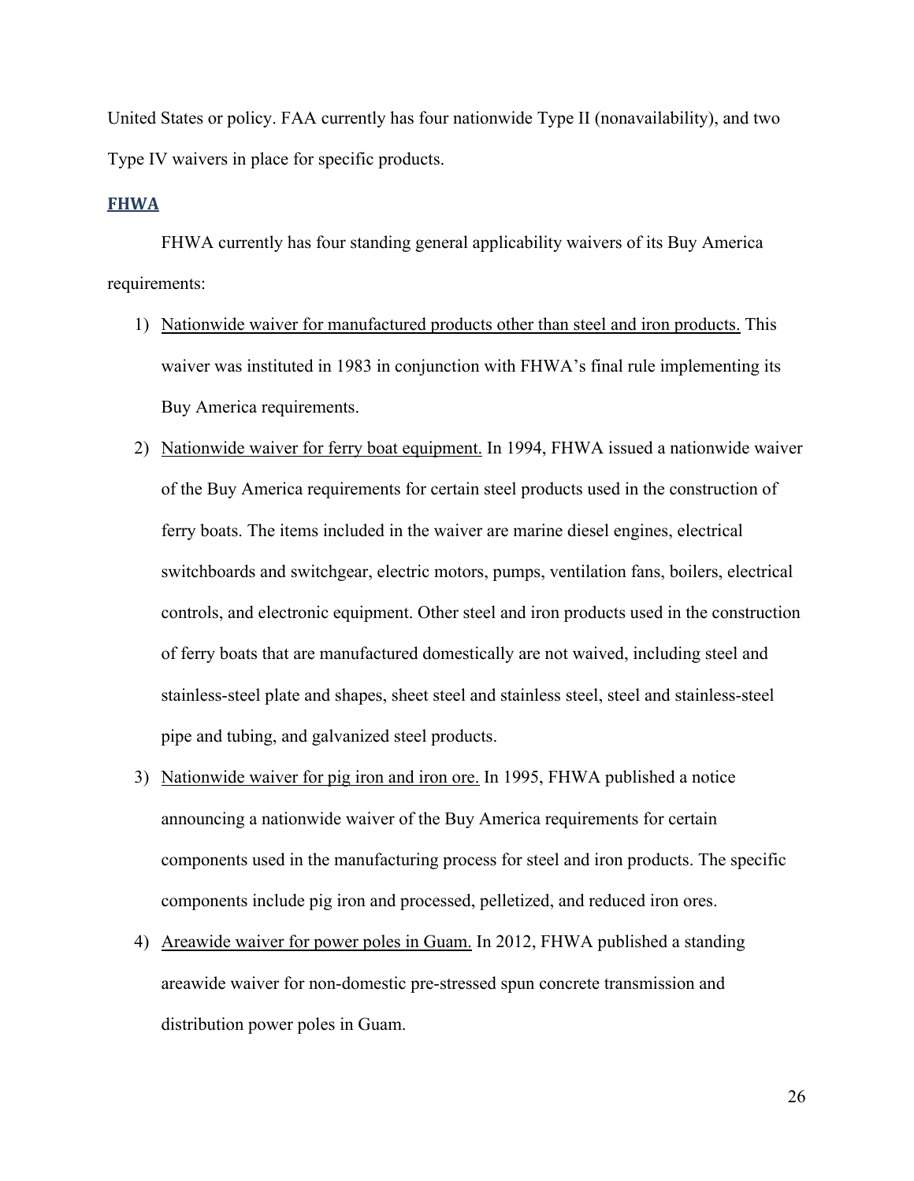United States or policy. FAA currently has four nationwide Type II (nonavailability), and two Type IV waivers in place for specific products.

## FHWA

FHWA currently has four standing general applicability waivers of its Buy America requirements:

1) Nationwide waiver for manufactured products other than steel and iron products. This waiver was instituted in 1983 in conjunction with FHWA's final rule implementing its Buy America requirements.
2) Nationwide waiver for ferry boat equipment. In 1994, FHWA issued a nationwide waiver of the Buy America requirements for certain steel products used in the construction of ferry boats. The items included in the waiver are marine diesel engines, electrical switchboards and switchgear, electric motors, pumps, ventilation fans, boilers, electrical controls, and electronic equipment. Other steel and iron products used in the construction of ferry boats that are manufactured domestically are not waived, including steel and stainless-steel plate and shapes, sheet steel and stainless steel, steel and stainless-steel pipe and tubing, and galvanized steel products.
3) Nationwide waiver for pig iron and iron ore. In 1995, FHWA published a notice announcing a nationwide waiver of the Buy America requirements for certain components used in the manufacturing process for steel and iron products. The specific components include pig iron and processed, pelletized, and reduced iron ores.
4) Areawide waiver for power poles in Guam. In 2012, FHWA published a standing areawide waiver for non-domestic pre-stressed spun concrete transmission and distribution power poles in Guam.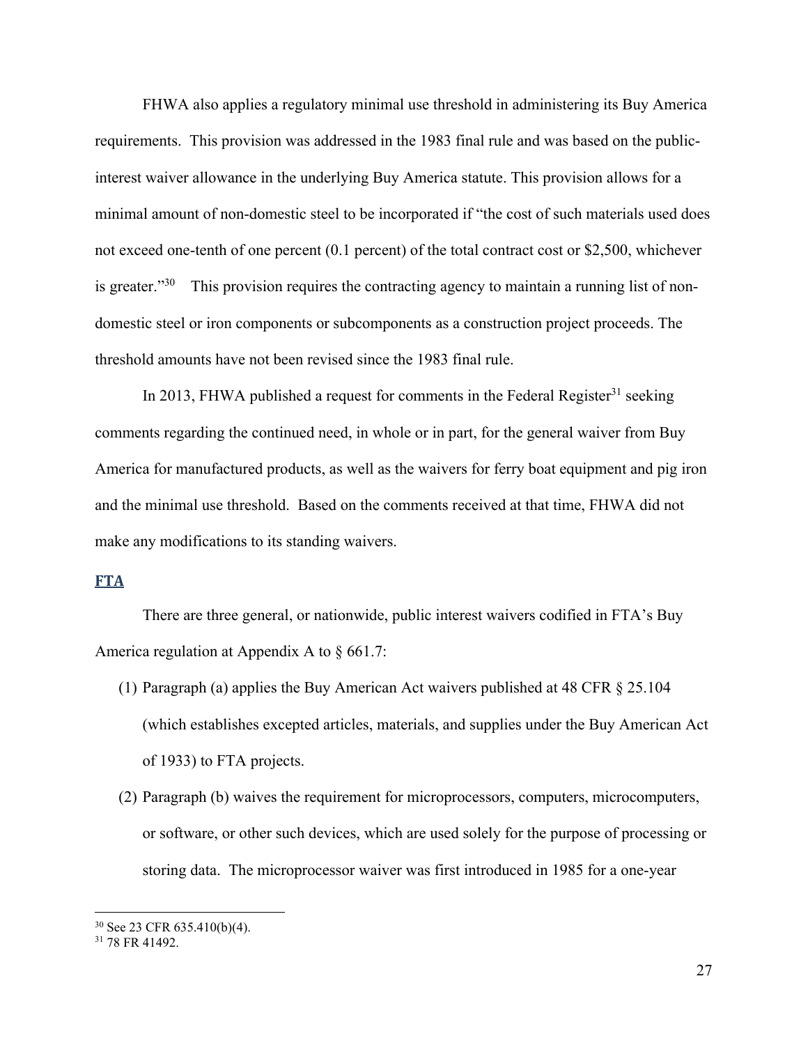FHWA also applies a regulatory minimal use threshold in administering its Buy America requirements. This provision was addressed in the 1983 final rule and was based on the public-interest waiver allowance in the underlying Buy America statute. This provision allows for a minimal amount of non-domestic steel to be incorporated if "the cost of such materials used does not exceed one-tenth of one percent (0.1 percent) of the total contract cost or $2,500, whichever is greater."[30] This provision requires the contracting agency to maintain a running list of non-domestic steel or iron components or subcomponents as a construction project proceeds. The threshold amounts have not been revised since the 1983 final rule.

In 2013, FHWA published a request for comments in the Federal Register[31] seeking comments regarding the continued need, in whole or in part, for the general waiver from Buy America for manufactured products, as well as the waivers for ferry boat equipment and pig iron and the minimal use threshold. Based on the comments received at that time, FHWA did not make any modifications to its standing waivers.

## FTA

There are three general, or nationwide, public interest waivers codified in FTA's Buy America regulation at Appendix A to § 661.7:

(1) Paragraph (a) applies the Buy American Act waivers published at 48 CFR § 25.104 (which establishes excepted articles, materials, and supplies under the Buy American Act of 1933) to FTA projects.

(2) Paragraph (b) waives the requirement for microprocessors, computers, microcomputers, or software, or other such devices, which are used solely for the purpose of processing or storing data. The microprocessor waiver was first introduced in 1985 for a one-year

---

[30] See 23 CFR 635.410(b)(4).

[31] 78 FR 41492.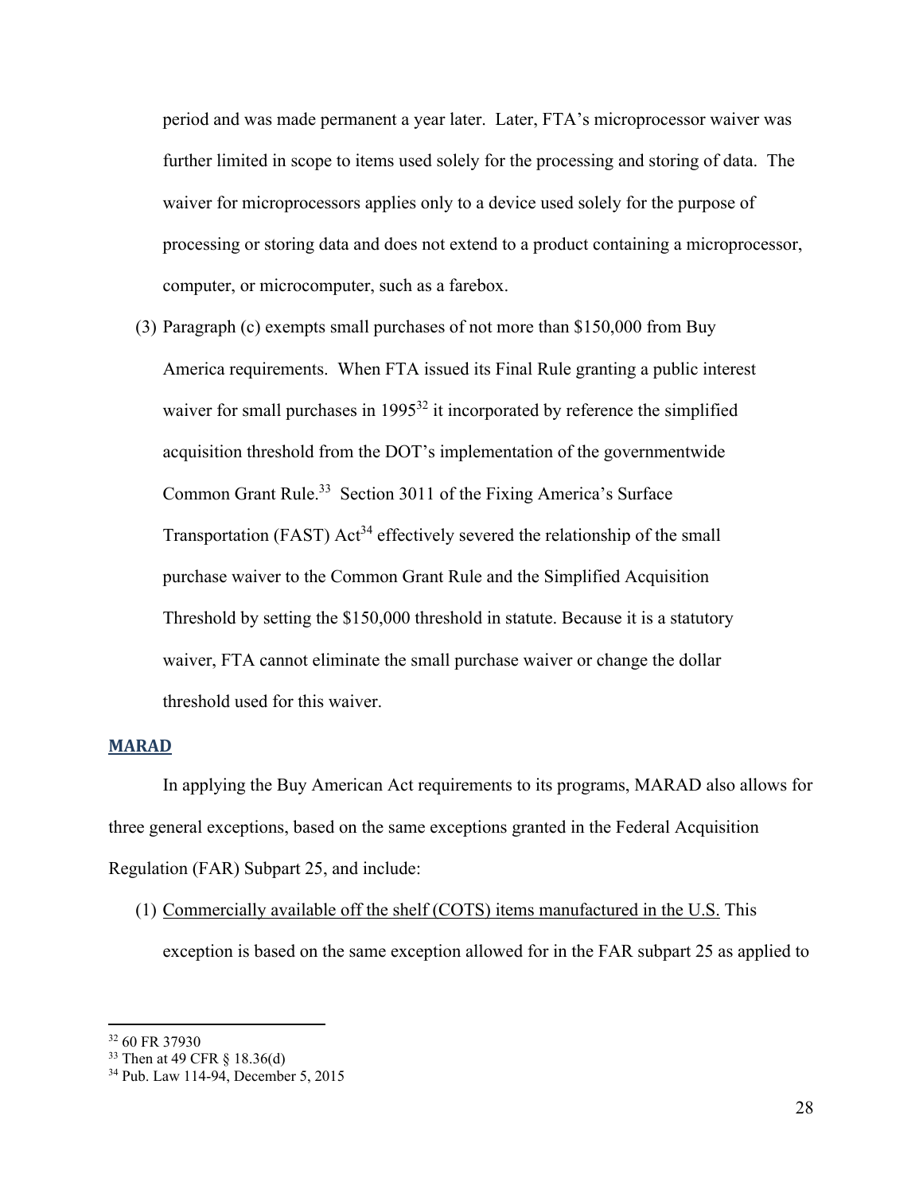period and was made permanent a year later. Later, FTA's microprocessor waiver was further limited in scope to items used solely for the processing and storing of data. The waiver for microprocessors applies only to a device used solely for the purpose of processing or storing data and does not extend to a product containing a microprocessor, computer, or microcomputer, such as a farebox.

(3) Paragraph (c) exempts small purchases of not more than $150,000 from Buy America requirements. When FTA issued its Final Rule granting a public interest waiver for small purchases in 1995[32] it incorporated by reference the simplified acquisition threshold from the DOT's implementation of the governmentwide Common Grant Rule.[33] Section 3011 of the Fixing America's Surface Transportation (FAST) Act[34] effectively severed the relationship of the small purchase waiver to the Common Grant Rule and the Simplified Acquisition Threshold by setting the $150,000 threshold in statute. Because it is a statutory waiver, FTA cannot eliminate the small purchase waiver or change the dollar threshold used for this waiver.

**MARAD**

In applying the Buy American Act requirements to its programs, MARAD also allows for three general exceptions, based on the same exceptions granted in the Federal Acquisition Regulation (FAR) Subpart 25, and include:

(1) <u>Commercially available off the shelf (COTS) items manufactured in the U.S.</u> This exception is based on the same exception allowed for in the FAR subpart 25 as applied to

---

[32] 60 FR 37930

[33] Then at 49 CFR § 18.36(d)

[34] Pub. Law 114-94, December 5, 2015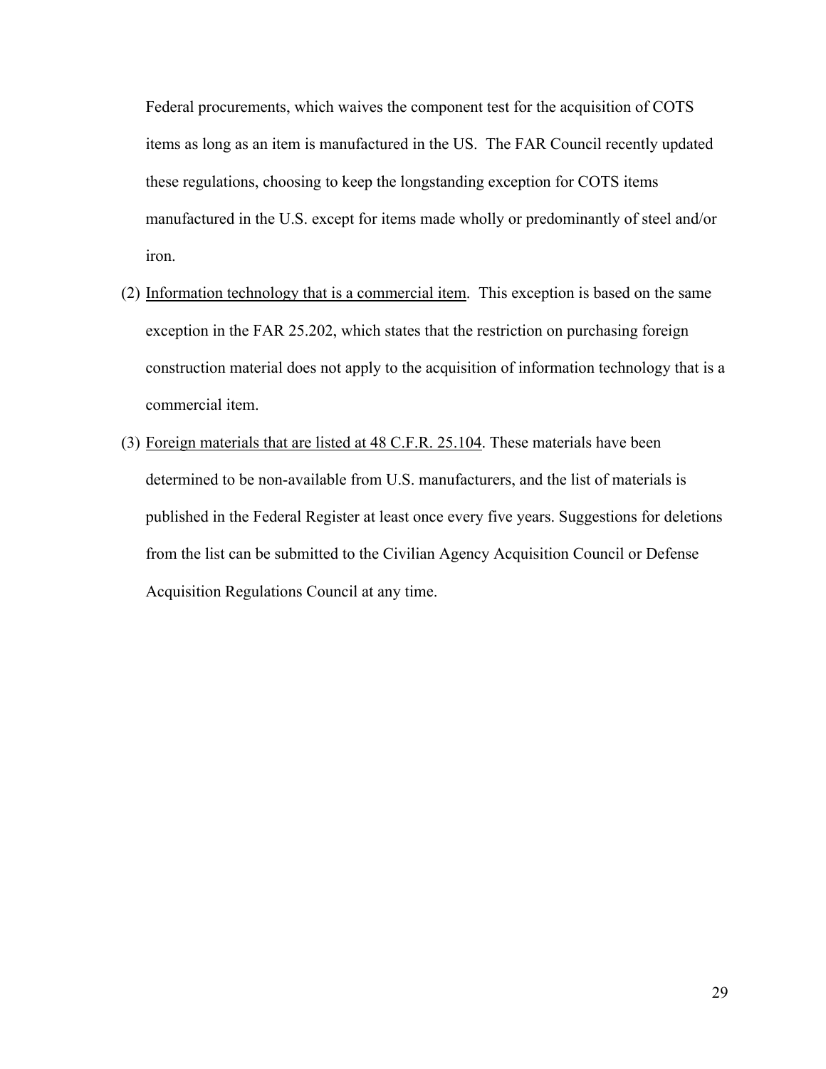Federal procurements, which waives the component test for the acquisition of COTS items as long as an item is manufactured in the US. The FAR Council recently updated these regulations, choosing to keep the longstanding exception for COTS items manufactured in the U.S. except for items made wholly or predominantly of steel and/or iron.

(2) <u>Information technology that is a commercial item</u>. This exception is based on the same exception in the FAR 25.202, which states that the restriction on purchasing foreign construction material does not apply to the acquisition of information technology that is a commercial item.

(3) <u>Foreign materials that are listed at 48 C.F.R. 25.104</u>. These materials have been determined to be non-available from U.S. manufacturers, and the list of materials is published in the Federal Register at least once every five years. Suggestions for deletions from the list can be submitted to the Civilian Agency Acquisition Council or Defense Acquisition Regulations Council at any time.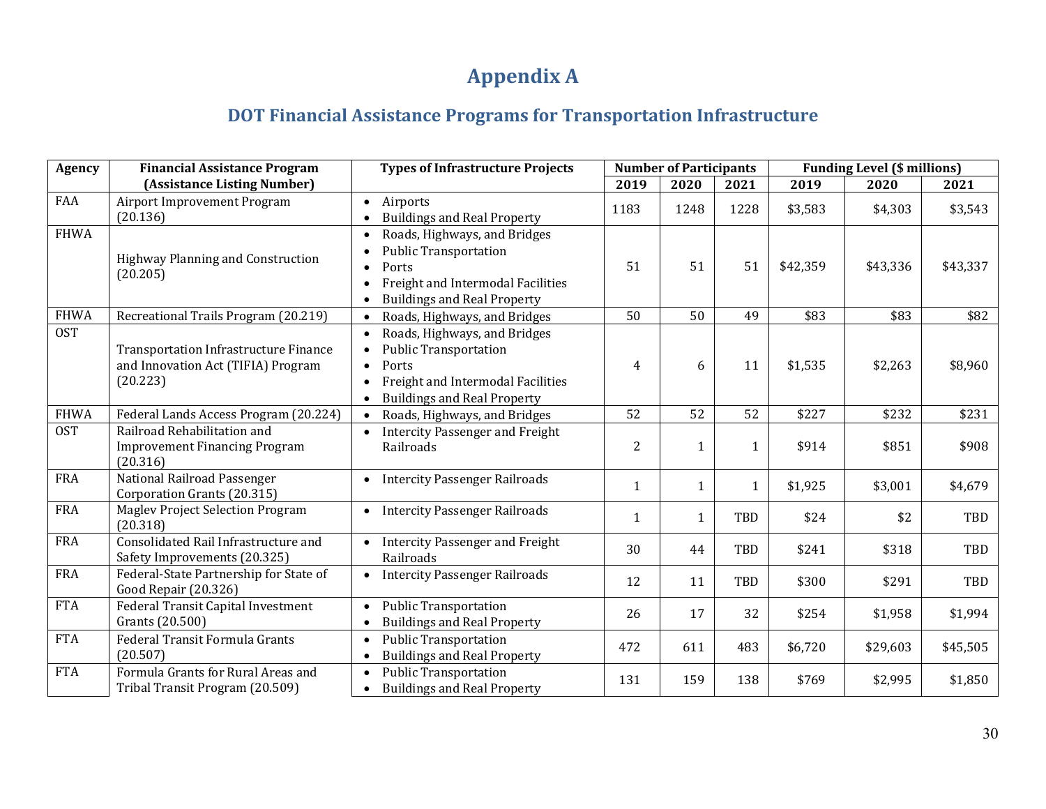# Appendix A

## DOT Financial Assistance Programs for Transportation Infrastructure

| Agency | Financial Assistance Program (Assistance Listing Number) | Types of Infrastructure Projects | Number of Participants | | | Funding Level ($ millions) | | |
|---|---|---|---|---|---|---|---|---|
| | | | 2019 | 2020 | 2021 | 2019 | 2020 | 2021 |
| FAA | Airport Improvement Program (20.136) | • Airports<br>• Buildings and Real Property | 1183 | 1248 | 1228 | $3,583 | $4,303 | $3,543 |
| FHWA | Highway Planning and Construction (20.205) | • Roads, Highways, and Bridges<br>• Public Transportation<br>• Ports<br>• Freight and Intermodal Facilities<br>• Buildings and Real Property | 51 | 51 | 51 | $42,359 | $43,336 | $43,337 |
| FHWA | Recreational Trails Program (20.219) | • Roads, Highways, and Bridges | 50 | 50 | 49 | $83 | $83 | $82 |
| OST | Transportation Infrastructure Finance and Innovation Act (TIFIA) Program (20.223) | • Roads, Highways, and Bridges<br>• Public Transportation<br>• Ports<br>• Freight and Intermodal Facilities<br>• Buildings and Real Property | 4 | 6 | 11 | $1,535 | $2,263 | $8,960 |
| FHWA | Federal Lands Access Program (20.224) | • Roads, Highways, and Bridges | 52 | 52 | 52 | $227 | $232 | $231 |
| OST | Railroad Rehabilitation and Improvement Financing Program (20.316) | • Intercity Passenger and Freight Railroads | 2 | 1 | 1 | $914 | $851 | $908 |
| FRA | National Railroad Passenger Corporation Grants (20.315) | • Intercity Passenger Railroads | 1 | 1 | 1 | $1,925 | $3,001 | $4,679 |
| FRA | Maglev Project Selection Program (20.318) | • Intercity Passenger Railroads | 1 | 1 | TBD | $24 | $2 | TBD |
| FRA | Consolidated Rail Infrastructure and Safety Improvements (20.325) | • Intercity Passenger and Freight Railroads | 30 | 44 | TBD | $241 | $318 | TBD |
| FRA | Federal-State Partnership for State of Good Repair (20.326) | • Intercity Passenger Railroads | 12 | 11 | TBD | $300 | $291 | TBD |
| FTA | Federal Transit Capital Investment Grants (20.500) | • Public Transportation<br>• Buildings and Real Property | 26 | 17 | 32 | $254 | $1,958 | $1,994 |
| FTA | Federal Transit Formula Grants (20.507) | • Public Transportation<br>• Buildings and Real Property | 472 | 611 | 483 | $6,720 | $29,603 | $45,505 |
| FTA | Formula Grants for Rural Areas and Tribal Transit Program (20.509) | • Public Transportation<br>• Buildings and Real Property | 131 | 159 | 138 | $769 | $2,995 | $1,850 |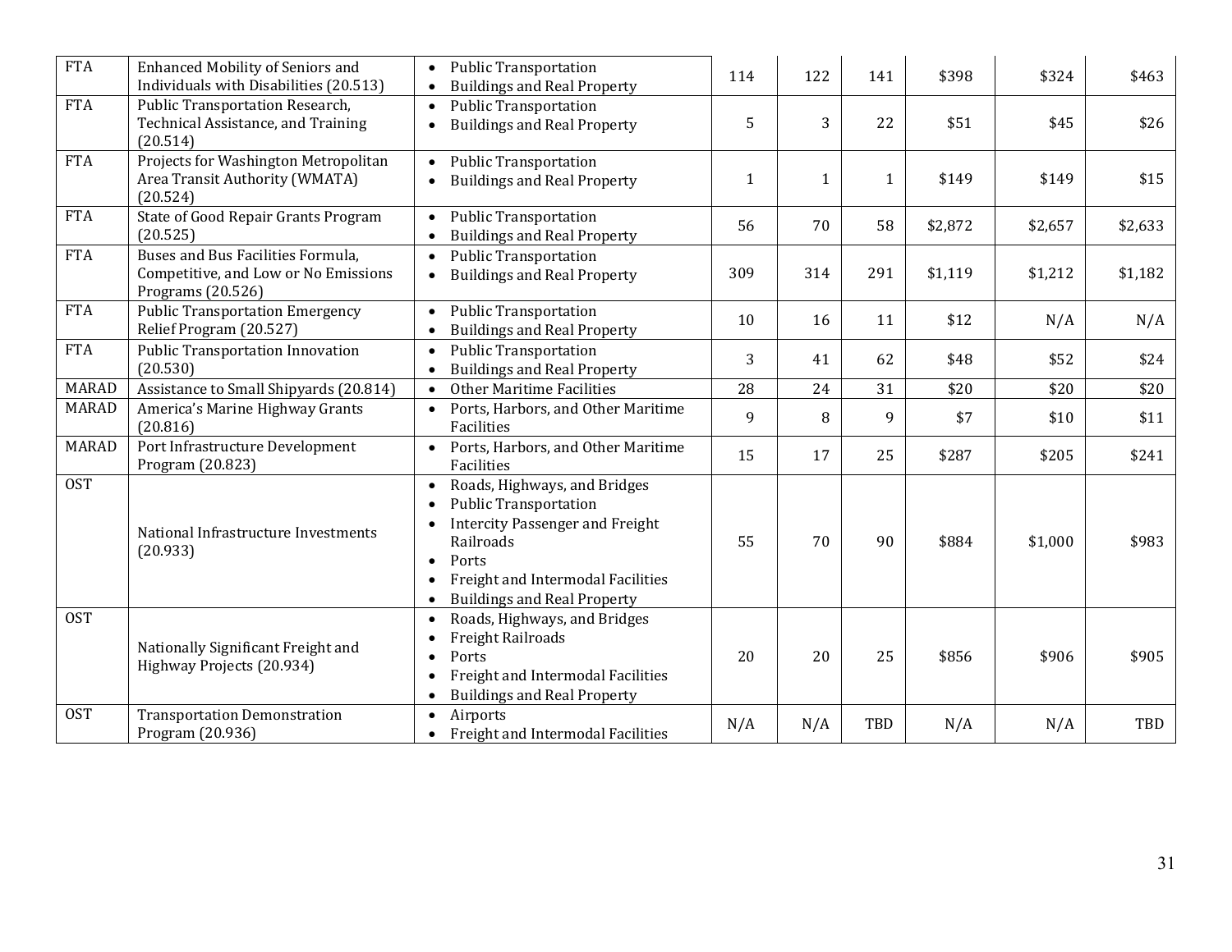| | | | | | | | | |
|---|---|---|---|---|---|---|---|---|
| FTA | Enhanced Mobility of Seniors and Individuals with Disabilities (20.513) | • Public Transportation<br>• Buildings and Real Property | 114 | 122 | 141 | $398 | $324 | $463 |
| FTA | Public Transportation Research, Technical Assistance, and Training (20.514) | • Public Transportation<br>• Buildings and Real Property | 5 | 3 | 22 | $51 | $45 | $26 |
| FTA | Projects for Washington Metropolitan Area Transit Authority (WMATA) (20.524) | • Public Transportation<br>• Buildings and Real Property | 1 | 1 | 1 | $149 | $149 | $15 |
| FTA | State of Good Repair Grants Program (20.525) | • Public Transportation<br>• Buildings and Real Property | 56 | 70 | 58 | $2,872 | $2,657 | $2,633 |
| FTA | Buses and Bus Facilities Formula, Competitive, and Low or No Emissions Programs (20.526) | • Public Transportation<br>• Buildings and Real Property | 309 | 314 | 291 | $1,119 | $1,212 | $1,182 |
| FTA | Public Transportation Emergency Relief Program (20.527) | • Public Transportation<br>• Buildings and Real Property | 10 | 16 | 11 | $12 | N/A | N/A |
| FTA | Public Transportation Innovation (20.530) | • Public Transportation<br>• Buildings and Real Property | 3 | 41 | 62 | $48 | $52 | $24 |
| MARAD | Assistance to Small Shipyards (20.814) | • Other Maritime Facilities | 28 | 24 | 31 | $20 | $20 | $20 |
| MARAD | America's Marine Highway Grants (20.816) | • Ports, Harbors, and Other Maritime Facilities | 9 | 8 | 9 | $7 | $10 | $11 |
| MARAD | Port Infrastructure Development Program (20.823) | • Ports, Harbors, and Other Maritime Facilities | 15 | 17 | 25 | $287 | $205 | $241 |
| OST | National Infrastructure Investments (20.933) | • Roads, Highways, and Bridges<br>• Public Transportation<br>• Intercity Passenger and Freight Railroads<br>• Ports<br>• Freight and Intermodal Facilities<br>• Buildings and Real Property | 55 | 70 | 90 | $884 | $1,000 | $983 |
| OST | Nationally Significant Freight and Highway Projects (20.934) | • Roads, Highways, and Bridges<br>• Freight Railroads<br>• Ports<br>• Freight and Intermodal Facilities<br>• Buildings and Real Property | 20 | 20 | 25 | $856 | $906 | $905 |
| OST | Transportation Demonstration Program (20.936) | • Airports<br>• Freight and Intermodal Facilities | N/A | N/A | TBD | N/A | N/A | TBD |